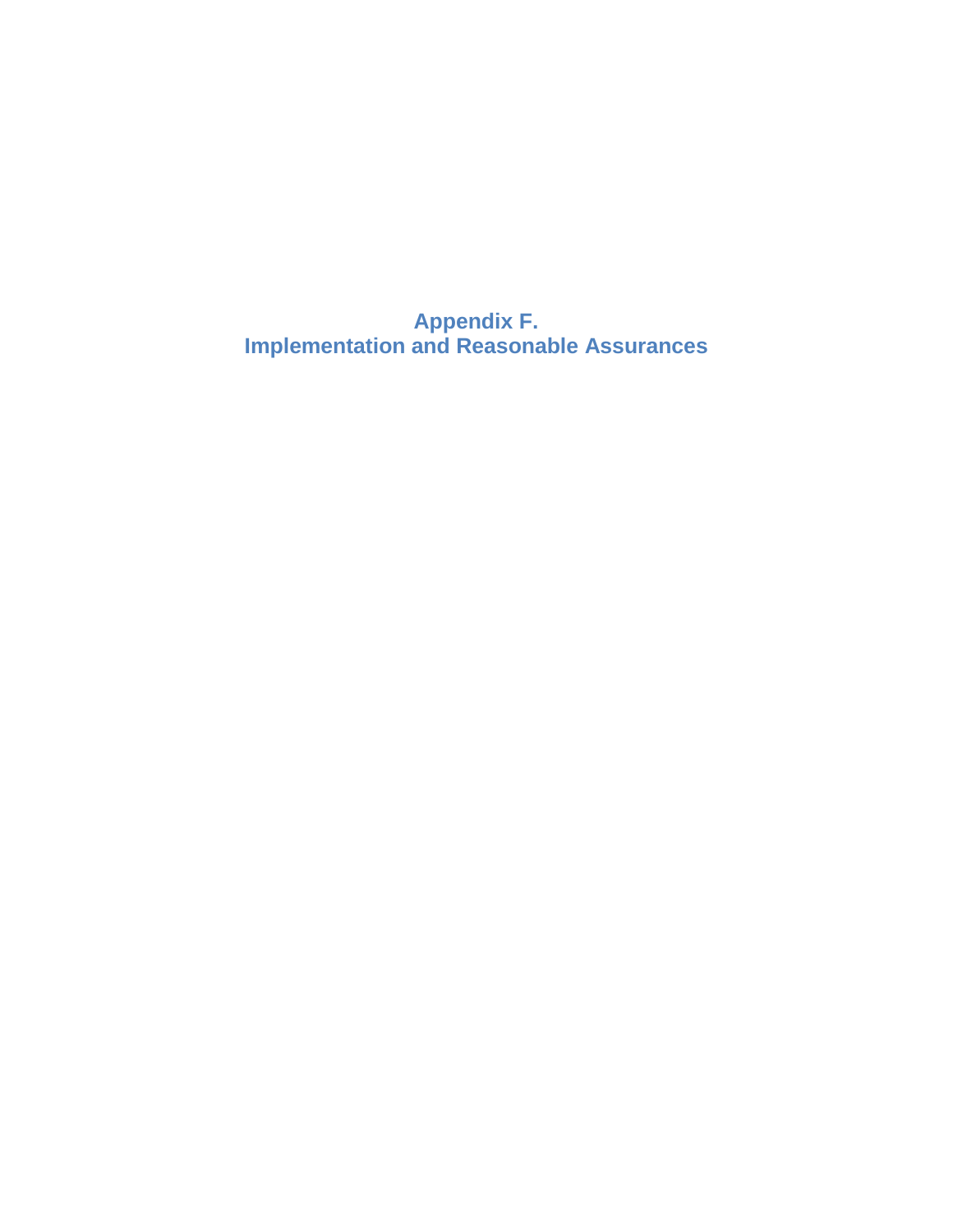# Appendix F.
# Implementation and Reasonable Assurances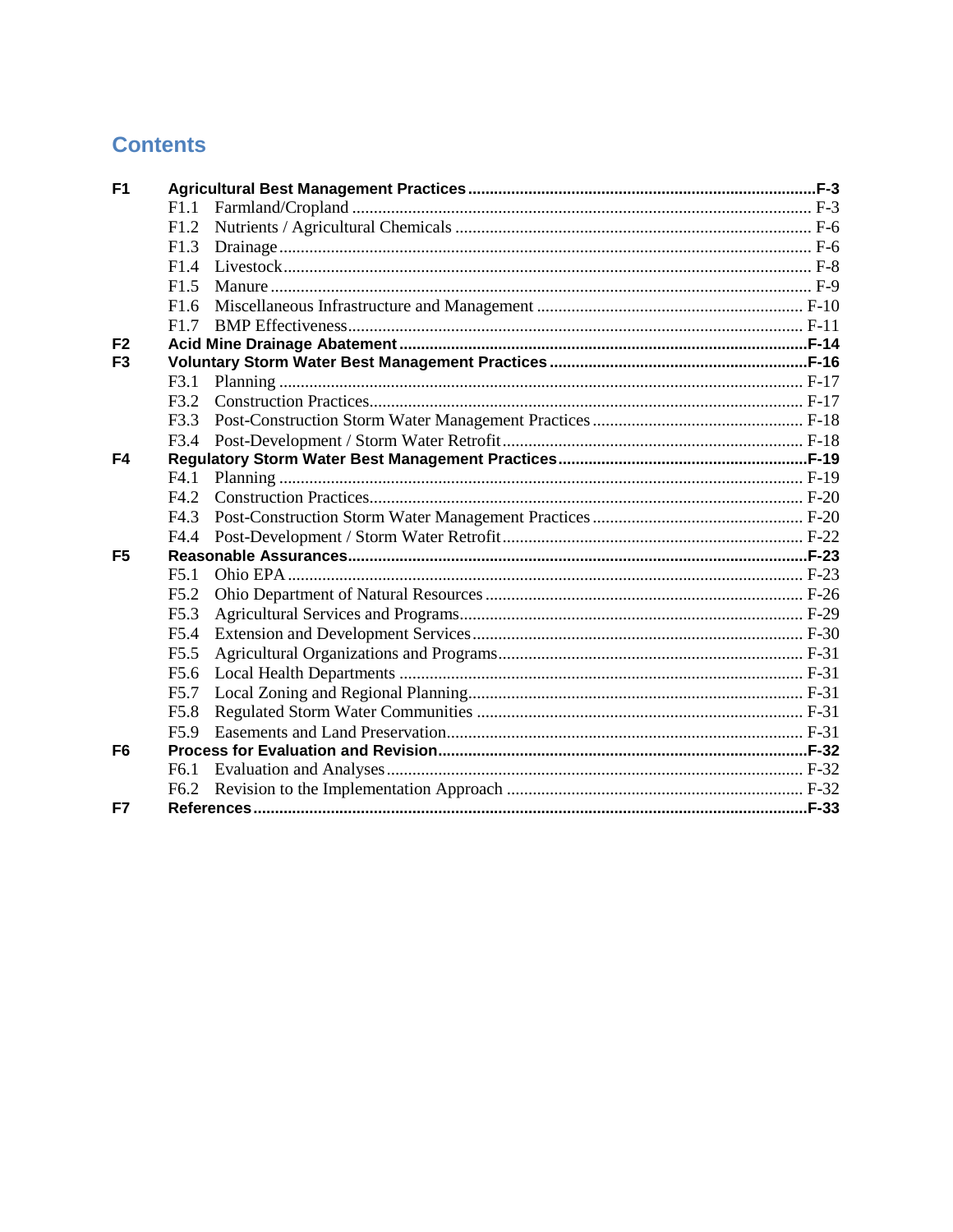# Contents

**F1 Agricultural Best Management Practices .......... F-3**

- F1.1 Farmland/Cropland .......... F-3
- F1.2 Nutrients / Agricultural Chemicals .......... F-6
- F1.3 Drainage .......... F-6
- F1.4 Livestock .......... F-8
- F1.5 Manure .......... F-9
- F1.6 Miscellaneous Infrastructure and Management .......... F-10
- F1.7 BMP Effectiveness .......... F-11

**F2 Acid Mine Drainage Abatement .......... F-14**

**F3 Voluntary Storm Water Best Management Practices .......... F-16**

- F3.1 Planning .......... F-17
- F3.2 Construction Practices .......... F-17
- F3.3 Post-Construction Storm Water Management Practices .......... F-18
- F3.4 Post-Development / Storm Water Retrofit .......... F-18

**F4 Regulatory Storm Water Best Management Practices .......... F-19**

- F4.1 Planning .......... F-19
- F4.2 Construction Practices .......... F-20
- F4.3 Post-Construction Storm Water Management Practices .......... F-20
- F4.4 Post-Development / Storm Water Retrofit .......... F-22

**F5 Reasonable Assurances .......... F-23**

- F5.1 Ohio EPA .......... F-23
- F5.2 Ohio Department of Natural Resources .......... F-26
- F5.3 Agricultural Services and Programs .......... F-29
- F5.4 Extension and Development Services .......... F-30
- F5.5 Agricultural Organizations and Programs .......... F-31
- F5.6 Local Health Departments .......... F-31
- F5.7 Local Zoning and Regional Planning .......... F-31
- F5.8 Regulated Storm Water Communities .......... F-31
- F5.9 Easements and Land Preservation .......... F-31

**F6 Process for Evaluation and Revision .......... F-32**

- F6.1 Evaluation and Analyses .......... F-32
- F6.2 Revision to the Implementation Approach .......... F-32

**F7 References .......... F-33**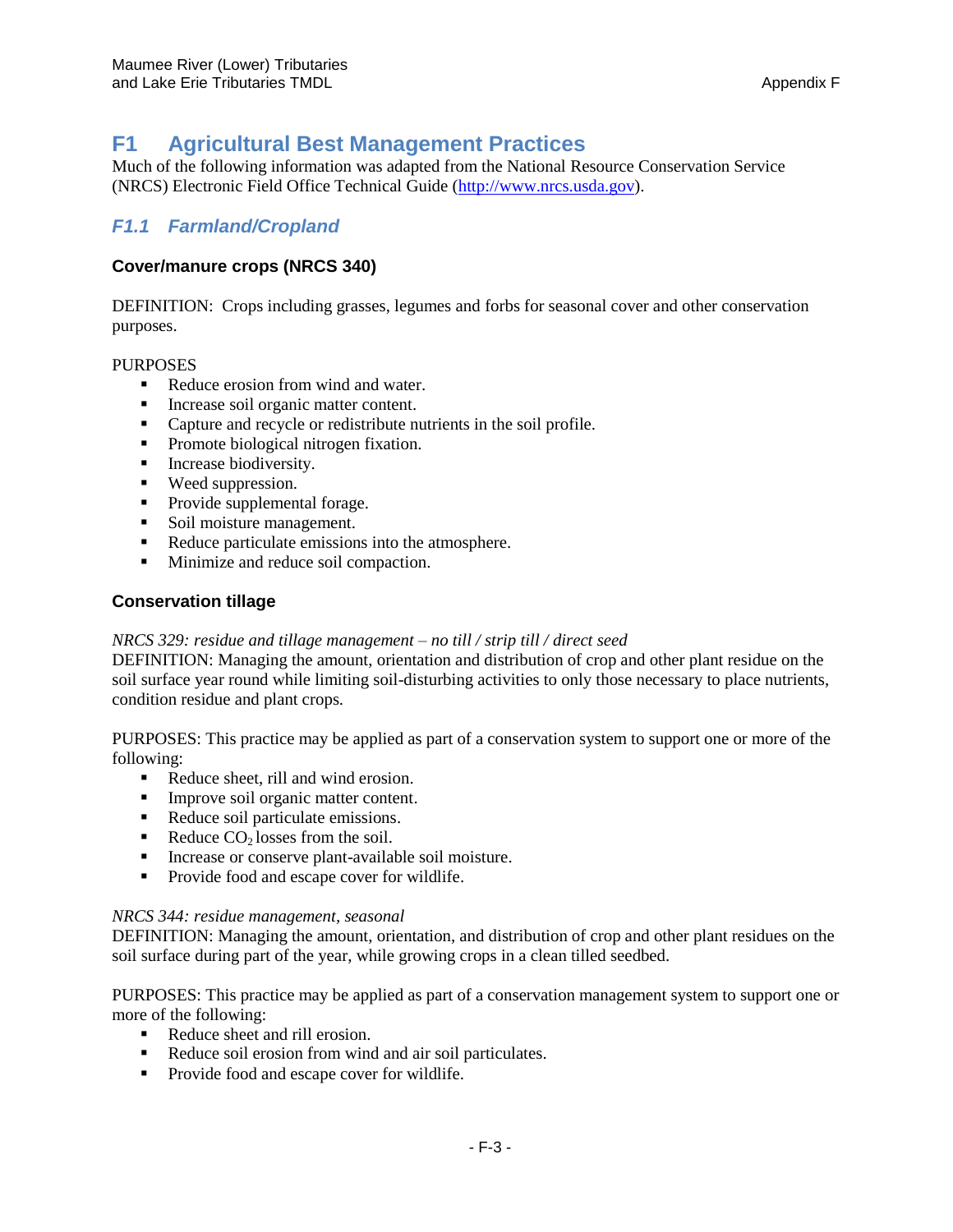# F1 Agricultural Best Management Practices

Much of the following information was adapted from the National Resource Conservation Service (NRCS) Electronic Field Office Technical Guide (http://www.nrcs.usda.gov).

## *F1.1 Farmland/Cropland*

### Cover/manure crops (NRCS 340)

DEFINITION: Crops including grasses, legumes and forbs for seasonal cover and other conservation purposes.

PURPOSES

- Reduce erosion from wind and water.
- Increase soil organic matter content.
- Capture and recycle or redistribute nutrients in the soil profile.
- Promote biological nitrogen fixation.
- Increase biodiversity.
- Weed suppression.
- Provide supplemental forage.
- Soil moisture management.
- Reduce particulate emissions into the atmosphere.
- Minimize and reduce soil compaction.

### Conservation tillage

*NRCS 329: residue and tillage management – no till / strip till / direct seed*

DEFINITION: Managing the amount, orientation and distribution of crop and other plant residue on the soil surface year round while limiting soil-disturbing activities to only those necessary to place nutrients, condition residue and plant crops.

PURPOSES: This practice may be applied as part of a conservation system to support one or more of the following:

- Reduce sheet, rill and wind erosion.
- Improve soil organic matter content.
- Reduce soil particulate emissions.
- Reduce $CO_2$ losses from the soil.
- Increase or conserve plant-available soil moisture.
- Provide food and escape cover for wildlife.

*NRCS 344: residue management, seasonal*

DEFINITION: Managing the amount, orientation, and distribution of crop and other plant residues on the soil surface during part of the year, while growing crops in a clean tilled seedbed.

PURPOSES: This practice may be applied as part of a conservation management system to support one or more of the following:

- Reduce sheet and rill erosion.
- Reduce soil erosion from wind and air soil particulates.
- Provide food and escape cover for wildlife.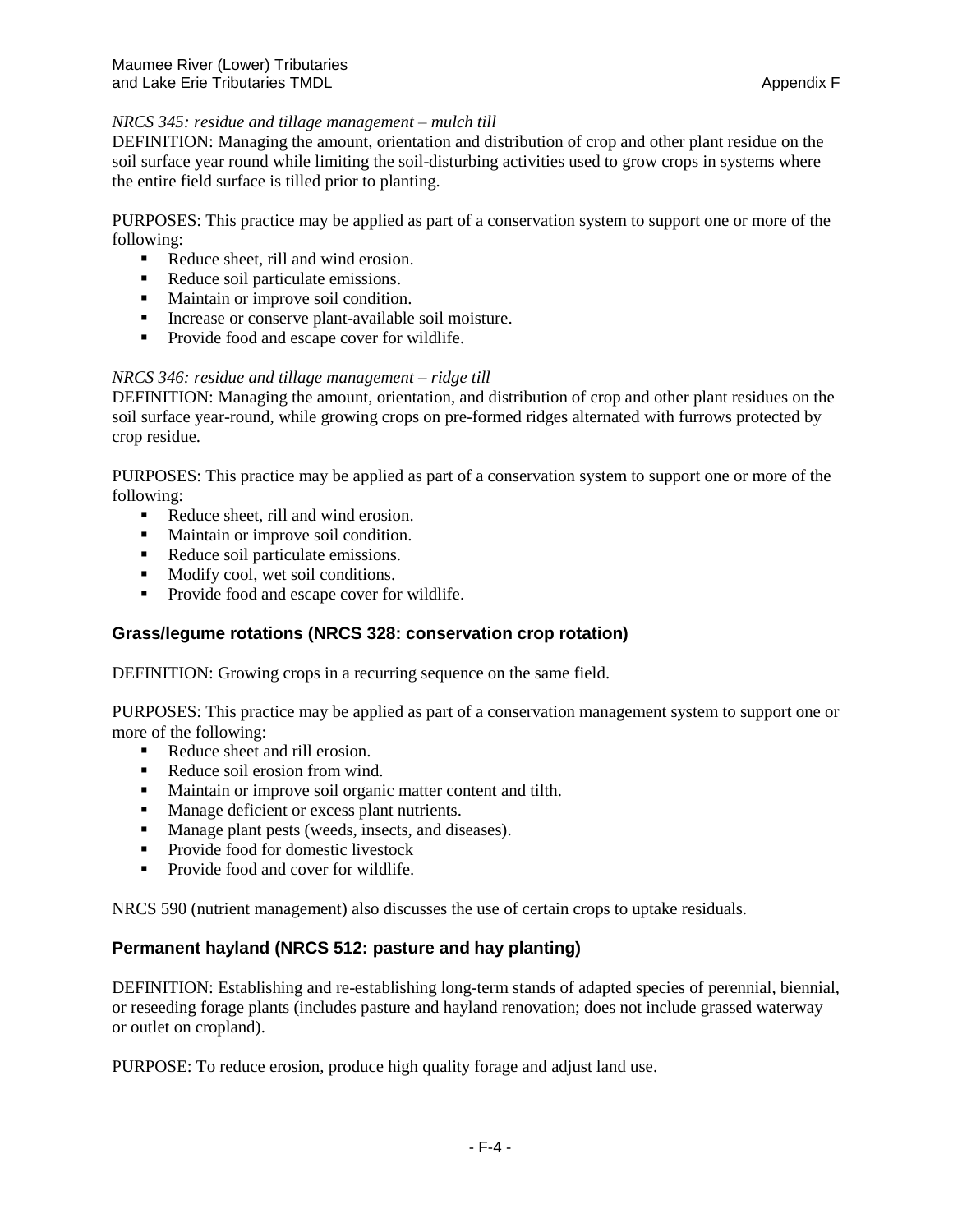*NRCS 345: residue and tillage management – mulch till*

DEFINITION: Managing the amount, orientation and distribution of crop and other plant residue on the soil surface year round while limiting the soil-disturbing activities used to grow crops in systems where the entire field surface is tilled prior to planting.

PURPOSES: This practice may be applied as part of a conservation system to support one or more of the following:

- Reduce sheet, rill and wind erosion.
- Reduce soil particulate emissions.
- Maintain or improve soil condition.
- Increase or conserve plant-available soil moisture.
- Provide food and escape cover for wildlife.

*NRCS 346: residue and tillage management – ridge till*

DEFINITION: Managing the amount, orientation, and distribution of crop and other plant residues on the soil surface year-round, while growing crops on pre-formed ridges alternated with furrows protected by crop residue.

PURPOSES: This practice may be applied as part of a conservation system to support one or more of the following:

- Reduce sheet, rill and wind erosion.
- Maintain or improve soil condition.
- Reduce soil particulate emissions.
- Modify cool, wet soil conditions.
- Provide food and escape cover for wildlife.

### Grass/legume rotations (NRCS 328: conservation crop rotation)

DEFINITION: Growing crops in a recurring sequence on the same field.

PURPOSES: This practice may be applied as part of a conservation management system to support one or more of the following:

- Reduce sheet and rill erosion.
- Reduce soil erosion from wind.
- Maintain or improve soil organic matter content and tilth.
- Manage deficient or excess plant nutrients.
- Manage plant pests (weeds, insects, and diseases).
- Provide food for domestic livestock
- Provide food and cover for wildlife.

NRCS 590 (nutrient management) also discusses the use of certain crops to uptake residuals.

### Permanent hayland (NRCS 512: pasture and hay planting)

DEFINITION: Establishing and re-establishing long-term stands of adapted species of perennial, biennial, or reseeding forage plants (includes pasture and hayland renovation; does not include grassed waterway or outlet on cropland).

PURPOSE: To reduce erosion, produce high quality forage and adjust land use.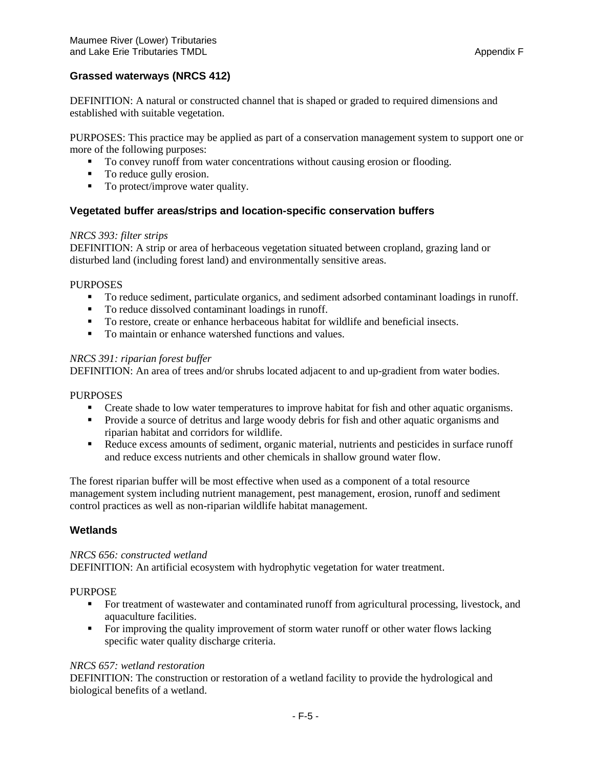### Grassed waterways (NRCS 412)

DEFINITION: A natural or constructed channel that is shaped or graded to required dimensions and established with suitable vegetation.

PURPOSES: This practice may be applied as part of a conservation management system to support one or more of the following purposes:

- To convey runoff from water concentrations without causing erosion or flooding.
- To reduce gully erosion.
- To protect/improve water quality.

### Vegetated buffer areas/strips and location-specific conservation buffers

*NRCS 393: filter strips*

DEFINITION: A strip or area of herbaceous vegetation situated between cropland, grazing land or disturbed land (including forest land) and environmentally sensitive areas.

PURPOSES

- To reduce sediment, particulate organics, and sediment adsorbed contaminant loadings in runoff.
- To reduce dissolved contaminant loadings in runoff.
- To restore, create or enhance herbaceous habitat for wildlife and beneficial insects.
- To maintain or enhance watershed functions and values.

*NRCS 391: riparian forest buffer*

DEFINITION: An area of trees and/or shrubs located adjacent to and up-gradient from water bodies.

PURPOSES

- Create shade to low water temperatures to improve habitat for fish and other aquatic organisms.
- Provide a source of detritus and large woody debris for fish and other aquatic organisms and riparian habitat and corridors for wildlife.
- Reduce excess amounts of sediment, organic material, nutrients and pesticides in surface runoff and reduce excess nutrients and other chemicals in shallow ground water flow.

The forest riparian buffer will be most effective when used as a component of a total resource management system including nutrient management, pest management, erosion, runoff and sediment control practices as well as non-riparian wildlife habitat management.

### Wetlands

*NRCS 656: constructed wetland*

DEFINITION: An artificial ecosystem with hydrophytic vegetation for water treatment.

PURPOSE

- For treatment of wastewater and contaminated runoff from agricultural processing, livestock, and aquaculture facilities.
- For improving the quality improvement of storm water runoff or other water flows lacking specific water quality discharge criteria.

*NRCS 657: wetland restoration*

DEFINITION: The construction or restoration of a wetland facility to provide the hydrological and biological benefits of a wetland.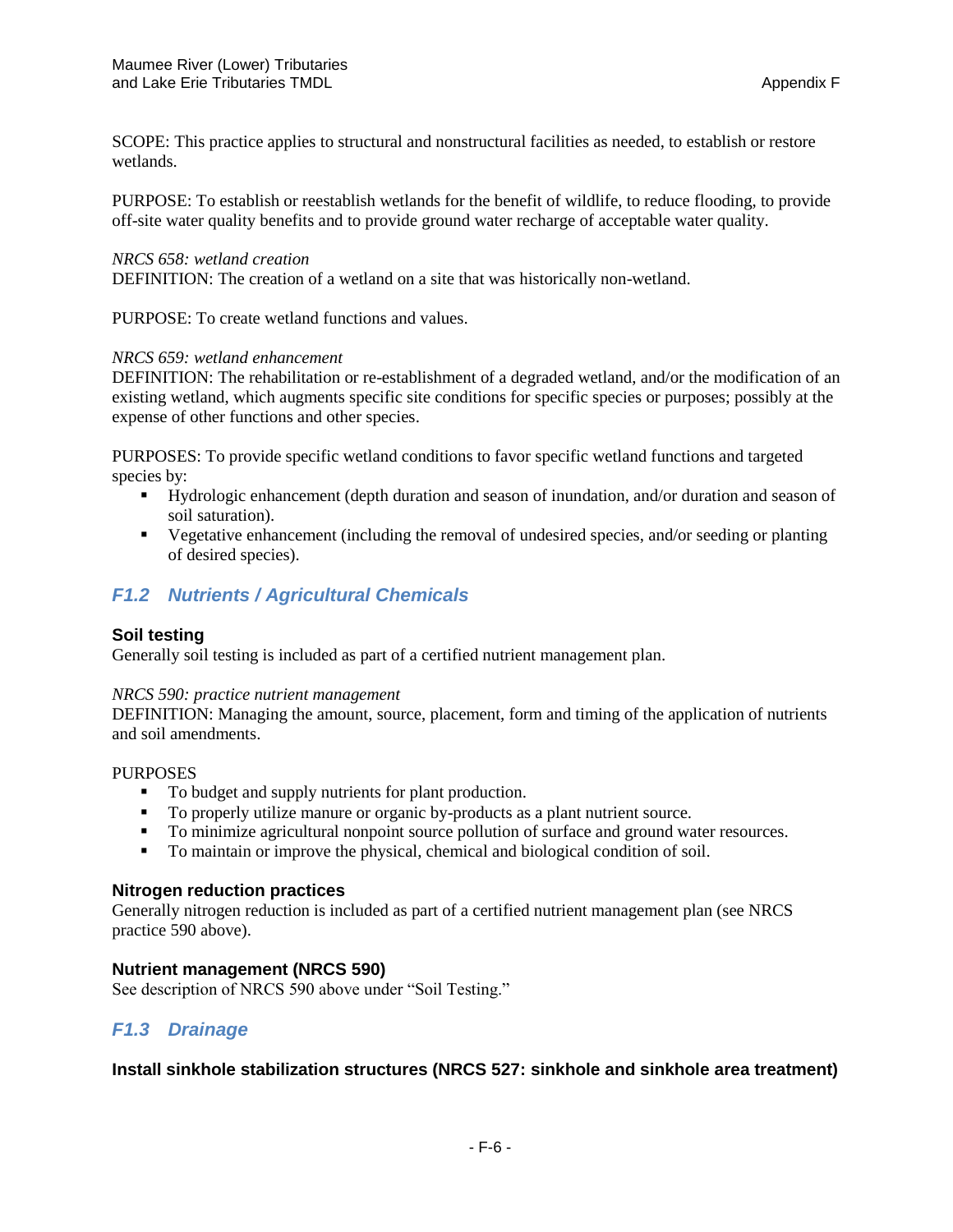SCOPE: This practice applies to structural and nonstructural facilities as needed, to establish or restore wetlands.

PURPOSE: To establish or reestablish wetlands for the benefit of wildlife, to reduce flooding, to provide off-site water quality benefits and to provide ground water recharge of acceptable water quality.

*NRCS 658: wetland creation*
DEFINITION: The creation of a wetland on a site that was historically non-wetland.

PURPOSE: To create wetland functions and values.

*NRCS 659: wetland enhancement*
DEFINITION: The rehabilitation or re-establishment of a degraded wetland, and/or the modification of an existing wetland, which augments specific site conditions for specific species or purposes; possibly at the expense of other functions and other species.

PURPOSES: To provide specific wetland conditions to favor specific wetland functions and targeted species by:

- Hydrologic enhancement (depth duration and season of inundation, and/or duration and season of soil saturation).
- Vegetative enhancement (including the removal of undesired species, and/or seeding or planting of desired species).

## F1.2 Nutrients / Agricultural Chemicals

### Soil testing

Generally soil testing is included as part of a certified nutrient management plan.

*NRCS 590: practice nutrient management*
DEFINITION: Managing the amount, source, placement, form and timing of the application of nutrients and soil amendments.

PURPOSES

- To budget and supply nutrients for plant production.
- To properly utilize manure or organic by-products as a plant nutrient source.
- To minimize agricultural nonpoint source pollution of surface and ground water resources.
- To maintain or improve the physical, chemical and biological condition of soil.

### Nitrogen reduction practices

Generally nitrogen reduction is included as part of a certified nutrient management plan (see NRCS practice 590 above).

### Nutrient management (NRCS 590)

See description of NRCS 590 above under "Soil Testing."

## F1.3 Drainage

### Install sinkhole stabilization structures (NRCS 527: sinkhole and sinkhole area treatment)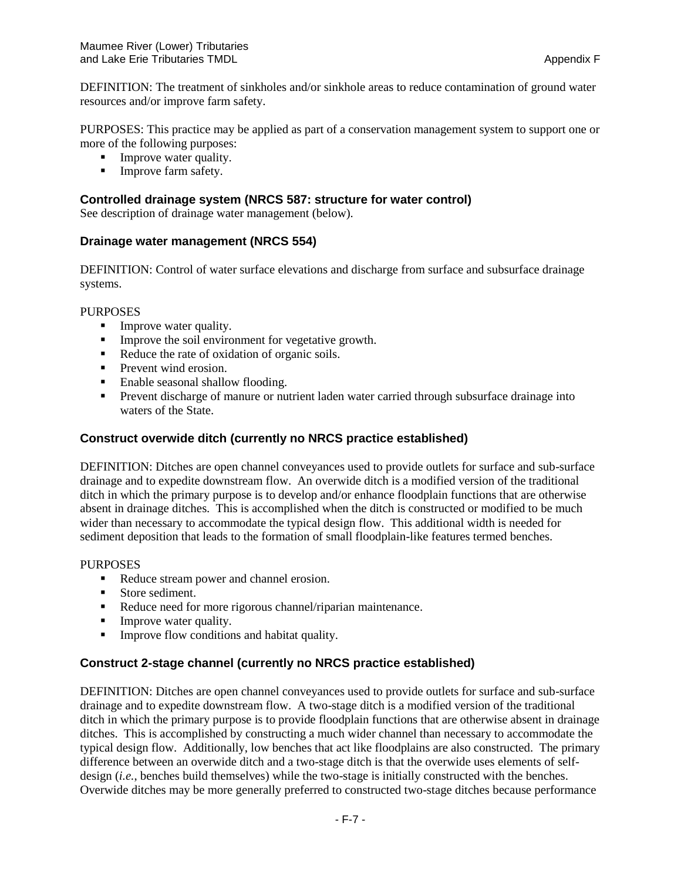DEFINITION: The treatment of sinkholes and/or sinkhole areas to reduce contamination of ground water resources and/or improve farm safety.

PURPOSES: This practice may be applied as part of a conservation management system to support one or more of the following purposes:

- Improve water quality.
- Improve farm safety.

### Controlled drainage system (NRCS 587: structure for water control)

See description of drainage water management (below).

### Drainage water management (NRCS 554)

DEFINITION: Control of water surface elevations and discharge from surface and subsurface drainage systems.

PURPOSES

- Improve water quality.
- Improve the soil environment for vegetative growth.
- Reduce the rate of oxidation of organic soils.
- Prevent wind erosion.
- Enable seasonal shallow flooding.
- Prevent discharge of manure or nutrient laden water carried through subsurface drainage into waters of the State.

### Construct overwide ditch (currently no NRCS practice established)

DEFINITION: Ditches are open channel conveyances used to provide outlets for surface and sub-surface drainage and to expedite downstream flow. An overwide ditch is a modified version of the traditional ditch in which the primary purpose is to develop and/or enhance floodplain functions that are otherwise absent in drainage ditches. This is accomplished when the ditch is constructed or modified to be much wider than necessary to accommodate the typical design flow. This additional width is needed for sediment deposition that leads to the formation of small floodplain-like features termed benches.

PURPOSES

- Reduce stream power and channel erosion.
- Store sediment.
- Reduce need for more rigorous channel/riparian maintenance.
- Improve water quality.
- Improve flow conditions and habitat quality.

### Construct 2-stage channel (currently no NRCS practice established)

DEFINITION: Ditches are open channel conveyances used to provide outlets for surface and sub-surface drainage and to expedite downstream flow. A two-stage ditch is a modified version of the traditional ditch in which the primary purpose is to provide floodplain functions that are otherwise absent in drainage ditches. This is accomplished by constructing a much wider channel than necessary to accommodate the typical design flow. Additionally, low benches that act like floodplains are also constructed. The primary difference between an overwide ditch and a two-stage ditch is that the overwide uses elements of self-design (*i.e.*, benches build themselves) while the two-stage is initially constructed with the benches. Overwide ditches may be more generally preferred to constructed two-stage ditches because performance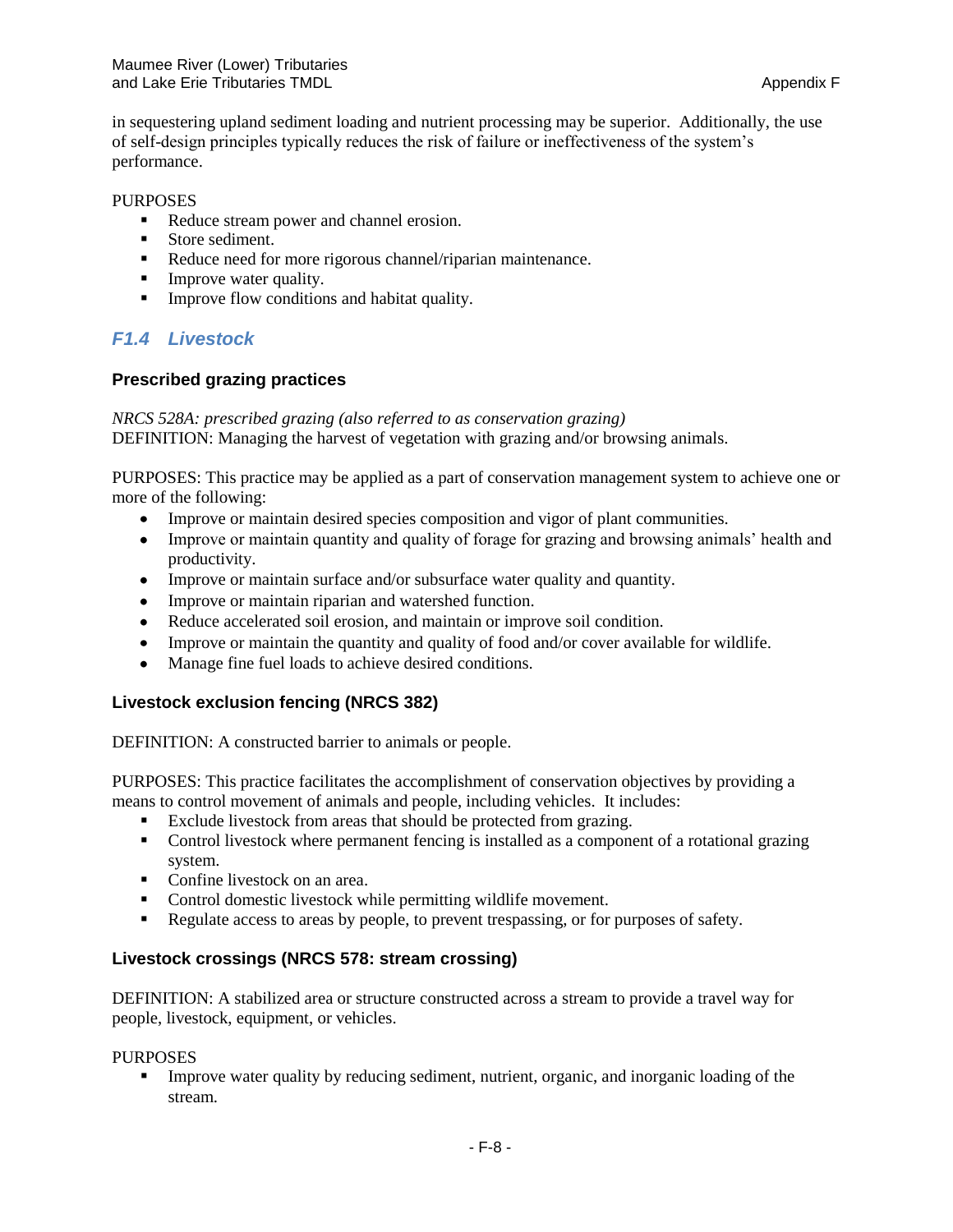in sequestering upland sediment loading and nutrient processing may be superior. Additionally, the use of self-design principles typically reduces the risk of failure or ineffectiveness of the system's performance.

PURPOSES

- Reduce stream power and channel erosion.
- Store sediment.
- Reduce need for more rigorous channel/riparian maintenance.
- Improve water quality.
- Improve flow conditions and habitat quality.

## *F1.4 Livestock*

### Prescribed grazing practices

*NRCS 528A: prescribed grazing (also referred to as conservation grazing)*
DEFINITION: Managing the harvest of vegetation with grazing and/or browsing animals.

PURPOSES: This practice may be applied as a part of conservation management system to achieve one or more of the following:

- Improve or maintain desired species composition and vigor of plant communities.
- Improve or maintain quantity and quality of forage for grazing and browsing animals' health and productivity.
- Improve or maintain surface and/or subsurface water quality and quantity.
- Improve or maintain riparian and watershed function.
- Reduce accelerated soil erosion, and maintain or improve soil condition.
- Improve or maintain the quantity and quality of food and/or cover available for wildlife.
- Manage fine fuel loads to achieve desired conditions.

### Livestock exclusion fencing (NRCS 382)

DEFINITION: A constructed barrier to animals or people.

PURPOSES: This practice facilitates the accomplishment of conservation objectives by providing a means to control movement of animals and people, including vehicles. It includes:

- Exclude livestock from areas that should be protected from grazing.
- Control livestock where permanent fencing is installed as a component of a rotational grazing system.
- Confine livestock on an area.
- Control domestic livestock while permitting wildlife movement.
- Regulate access to areas by people, to prevent trespassing, or for purposes of safety.

### Livestock crossings (NRCS 578: stream crossing)

DEFINITION: A stabilized area or structure constructed across a stream to provide a travel way for people, livestock, equipment, or vehicles.

PURPOSES

- Improve water quality by reducing sediment, nutrient, organic, and inorganic loading of the stream.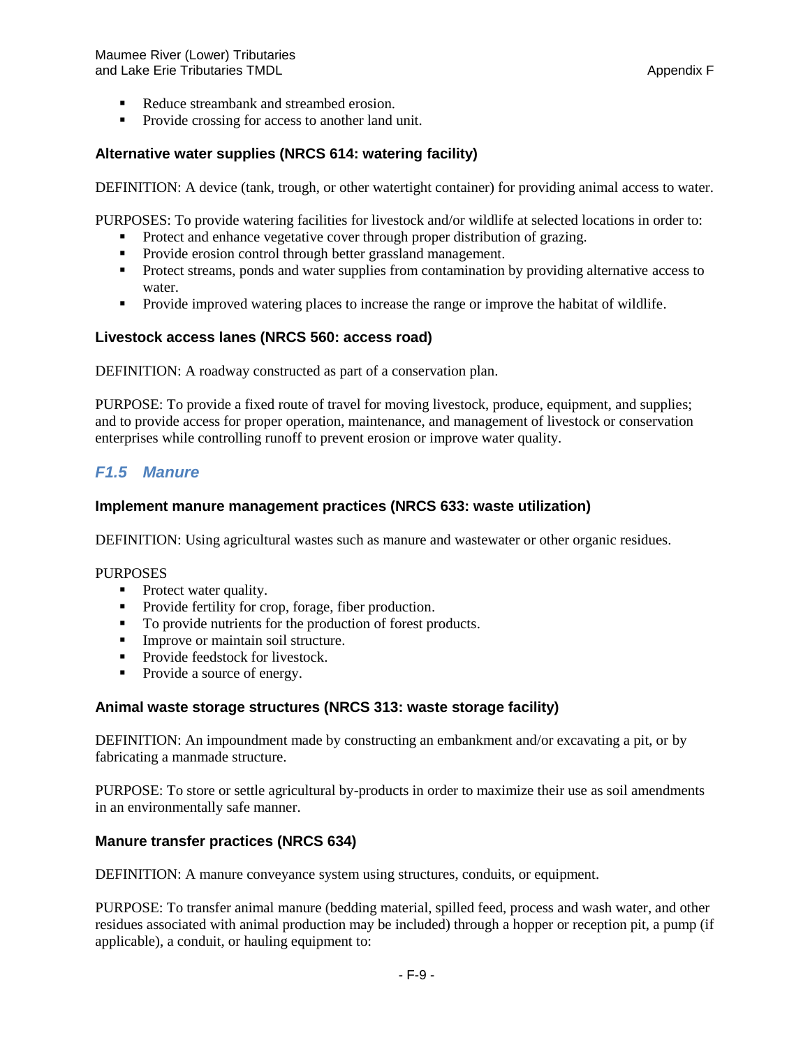- Reduce streambank and streambed erosion.
- Provide crossing for access to another land unit.

### Alternative water supplies (NRCS 614: watering facility)

DEFINITION: A device (tank, trough, or other watertight container) for providing animal access to water.

PURPOSES: To provide watering facilities for livestock and/or wildlife at selected locations in order to:

- Protect and enhance vegetative cover through proper distribution of grazing.
- Provide erosion control through better grassland management.
- Protect streams, ponds and water supplies from contamination by providing alternative access to water.
- Provide improved watering places to increase the range or improve the habitat of wildlife.

### Livestock access lanes (NRCS 560: access road)

DEFINITION: A roadway constructed as part of a conservation plan.

PURPOSE: To provide a fixed route of travel for moving livestock, produce, equipment, and supplies; and to provide access for proper operation, maintenance, and management of livestock or conservation enterprises while controlling runoff to prevent erosion or improve water quality.

## *F1.5 Manure*

### Implement manure management practices (NRCS 633: waste utilization)

DEFINITION: Using agricultural wastes such as manure and wastewater or other organic residues.

PURPOSES

- Protect water quality.
- Provide fertility for crop, forage, fiber production.
- To provide nutrients for the production of forest products.
- Improve or maintain soil structure.
- Provide feedstock for livestock.
- Provide a source of energy.

### Animal waste storage structures (NRCS 313: waste storage facility)

DEFINITION: An impoundment made by constructing an embankment and/or excavating a pit, or by fabricating a manmade structure.

PURPOSE: To store or settle agricultural by-products in order to maximize their use as soil amendments in an environmentally safe manner.

### Manure transfer practices (NRCS 634)

DEFINITION: A manure conveyance system using structures, conduits, or equipment.

PURPOSE: To transfer animal manure (bedding material, spilled feed, process and wash water, and other residues associated with animal production may be included) through a hopper or reception pit, a pump (if applicable), a conduit, or hauling equipment to: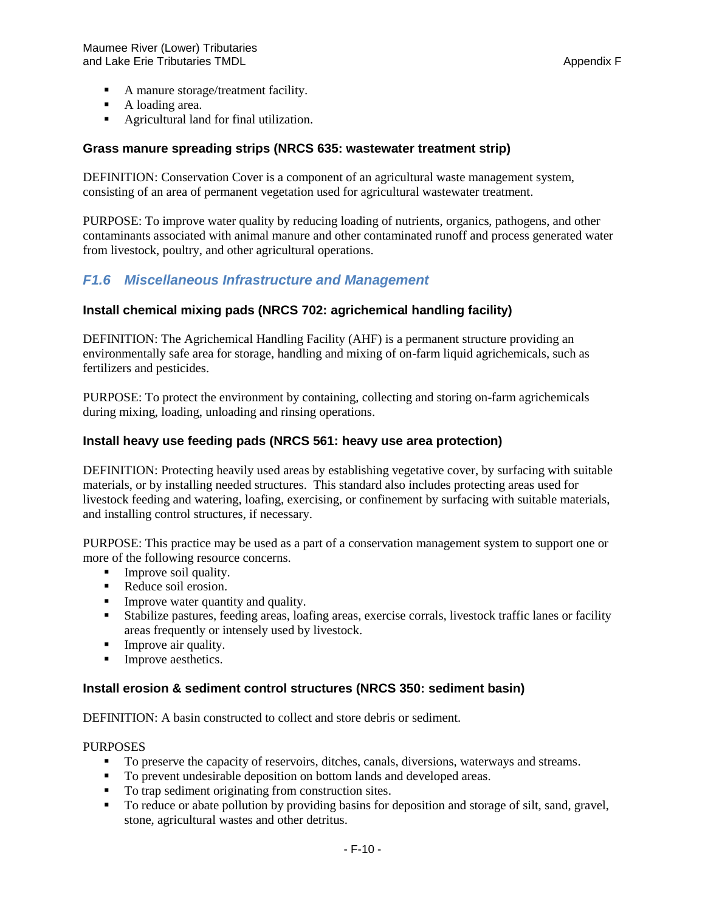- A manure storage/treatment facility.
- A loading area.
- Agricultural land for final utilization.

### Grass manure spreading strips (NRCS 635: wastewater treatment strip)

DEFINITION: Conservation Cover is a component of an agricultural waste management system, consisting of an area of permanent vegetation used for agricultural wastewater treatment.

PURPOSE: To improve water quality by reducing loading of nutrients, organics, pathogens, and other contaminants associated with animal manure and other contaminated runoff and process generated water from livestock, poultry, and other agricultural operations.

## *F1.6 Miscellaneous Infrastructure and Management*

### Install chemical mixing pads (NRCS 702: agrichemical handling facility)

DEFINITION: The Agrichemical Handling Facility (AHF) is a permanent structure providing an environmentally safe area for storage, handling and mixing of on-farm liquid agrichemicals, such as fertilizers and pesticides.

PURPOSE: To protect the environment by containing, collecting and storing on-farm agrichemicals during mixing, loading, unloading and rinsing operations.

### Install heavy use feeding pads (NRCS 561: heavy use area protection)

DEFINITION: Protecting heavily used areas by establishing vegetative cover, by surfacing with suitable materials, or by installing needed structures. This standard also includes protecting areas used for livestock feeding and watering, loafing, exercising, or confinement by surfacing with suitable materials, and installing control structures, if necessary.

PURPOSE: This practice may be used as a part of a conservation management system to support one or more of the following resource concerns.

- Improve soil quality.
- Reduce soil erosion.
- Improve water quantity and quality.
- Stabilize pastures, feeding areas, loafing areas, exercise corrals, livestock traffic lanes or facility areas frequently or intensely used by livestock.
- Improve air quality.
- Improve aesthetics.

### Install erosion & sediment control structures (NRCS 350: sediment basin)

DEFINITION: A basin constructed to collect and store debris or sediment.

PURPOSES

- To preserve the capacity of reservoirs, ditches, canals, diversions, waterways and streams.
- To prevent undesirable deposition on bottom lands and developed areas.
- To trap sediment originating from construction sites.
- To reduce or abate pollution by providing basins for deposition and storage of silt, sand, gravel, stone, agricultural wastes and other detritus.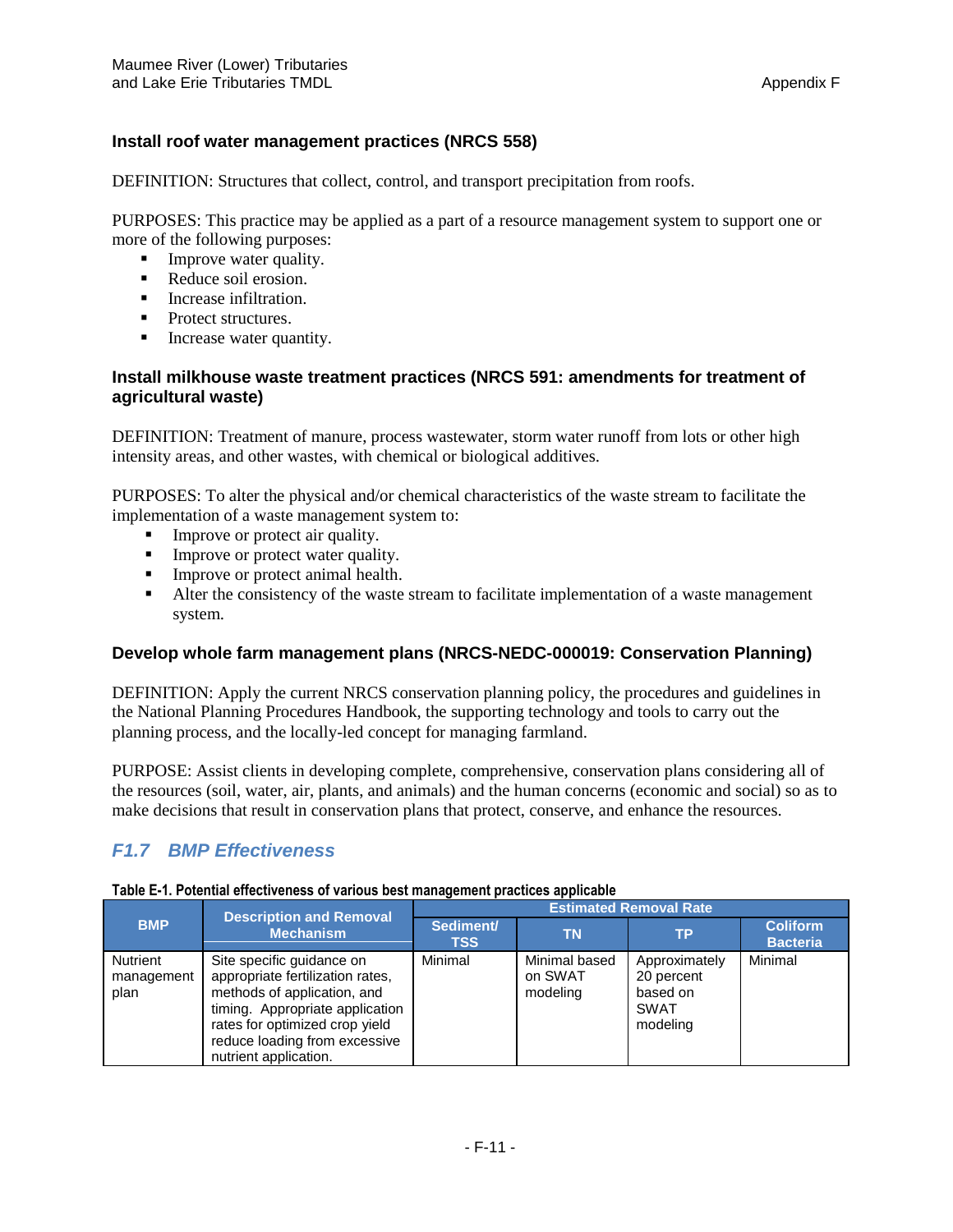### Install roof water management practices (NRCS 558)

DEFINITION: Structures that collect, control, and transport precipitation from roofs.

PURPOSES: This practice may be applied as a part of a resource management system to support one or more of the following purposes:

- Improve water quality.
- Reduce soil erosion.
- Increase infiltration.
- Protect structures.
- Increase water quantity.

### Install milkhouse waste treatment practices (NRCS 591: amendments for treatment of agricultural waste)

DEFINITION: Treatment of manure, process wastewater, storm water runoff from lots or other high intensity areas, and other wastes, with chemical or biological additives.

PURPOSES: To alter the physical and/or chemical characteristics of the waste stream to facilitate the implementation of a waste management system to:

- Improve or protect air quality.
- Improve or protect water quality.
- Improve or protect animal health.
- Alter the consistency of the waste stream to facilitate implementation of a waste management system.

### Develop whole farm management plans (NRCS-NEDC-000019: Conservation Planning)

DEFINITION: Apply the current NRCS conservation planning policy, the procedures and guidelines in the National Planning Procedures Handbook, the supporting technology and tools to carry out the planning process, and the locally-led concept for managing farmland.

PURPOSE: Assist clients in developing complete, comprehensive, conservation plans considering all of the resources (soil, water, air, plants, and animals) and the human concerns (economic and social) so as to make decisions that result in conservation plans that protect, conserve, and enhance the resources.

## *F1.7 BMP Effectiveness*

**Table E-1. Potential effectiveness of various best management practices applicable**

| BMP | Description and Removal Mechanism | Estimated Removal Rate | | | |
|---|---|---|---|---|---|
| | | Sediment/ TSS | TN | TP | Coliform Bacteria |
| Nutrient management plan | Site specific guidance on appropriate fertilization rates, methods of application, and timing. Appropriate application rates for optimized crop yield reduce loading from excessive nutrient application. | Minimal | Minimal based on SWAT modeling | Approximately 20 percent based on SWAT modeling | Minimal |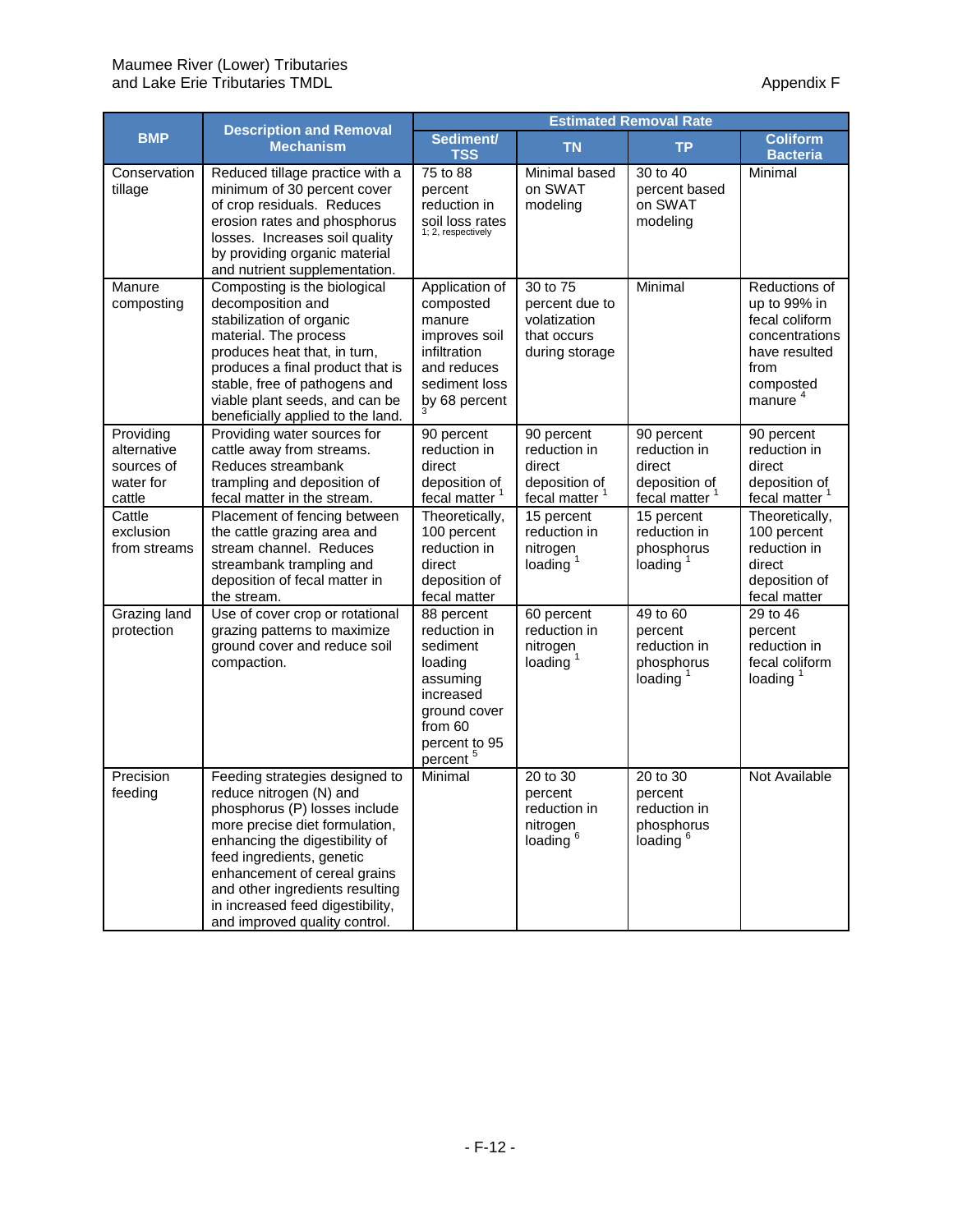| BMP | Description and Removal Mechanism | Estimated Removal Rate | | | |
|---|---|---|---|---|---|
| | | Sediment/ TSS | TN | TP | Coliform Bacteria |
| Conservation tillage | Reduced tillage practice with a minimum of 30 percent cover of crop residuals. Reduces erosion rates and phosphorus losses. Increases soil quality by providing organic material and nutrient supplementation. | 75 to 88 percent reduction in soil loss rates [1; 2, respectively] | Minimal based on SWAT modeling | 30 to 40 percent based on SWAT modeling | Minimal |
| Manure composting | Composting is the biological decomposition and stabilization of organic material. The process produces heat that, in turn, produces a final product that is stable, free of pathogens and viable plant seeds, and can be beneficially applied to the land. | Application of composted manure improves soil infiltration and reduces sediment loss by 68 percent [3] | 30 to 75 percent due to volatization that occurs during storage | Minimal | Reductions of up to 99% in fecal coliform concentrations have resulted from composted manure [4] |
| Providing alternative sources of water for cattle | Providing water sources for cattle away from streams. Reduces streambank trampling and deposition of fecal matter in the stream. | 90 percent reduction in direct deposition of fecal matter [1] | 90 percent reduction in direct deposition of fecal matter [1] | 90 percent reduction in direct deposition of fecal matter [1] | 90 percent reduction in direct deposition of fecal matter [1] |
| Cattle exclusion from streams | Placement of fencing between the cattle grazing area and stream channel. Reduces streambank trampling and deposition of fecal matter in the stream. | Theoretically, 100 percent reduction in direct deposition of fecal matter | 15 percent reduction in nitrogen loading [1] | 15 percent reduction in phosphorus loading [1] | Theoretically, 100 percent reduction in direct deposition of fecal matter |
| Grazing land protection | Use of cover crop or rotational grazing patterns to maximize ground cover and reduce soil compaction. | 88 percent reduction in sediment loading assuming increased ground cover from 60 percent to 95 percent [5] | 60 percent reduction in nitrogen loading [1] | 49 to 60 percent reduction in phosphorus loading [1] | 29 to 46 percent reduction in fecal coliform loading [1] |
| Precision feeding | Feeding strategies designed to reduce nitrogen (N) and phosphorus (P) losses include more precise diet formulation, enhancing the digestibility of feed ingredients, genetic enhancement of cereal grains and other ingredients resulting in increased feed digestibility, and improved quality control. | Minimal | 20 to 30 percent reduction in nitrogen loading [6] | 20 to 30 percent reduction in phosphorus loading [6] | Not Available |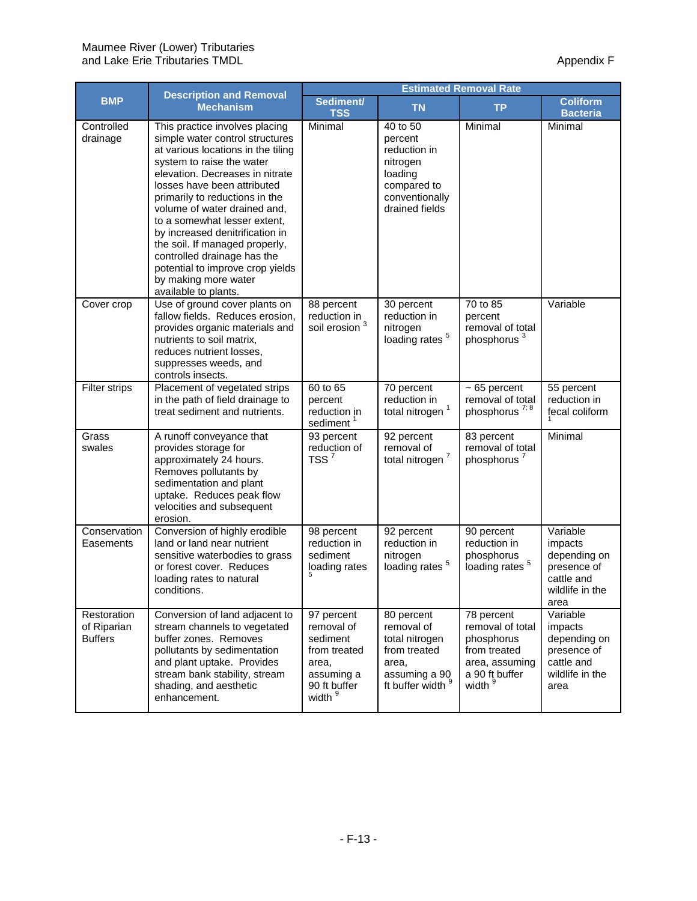| BMP | Description and Removal Mechanism | Estimated Removal Rate | | | |
|---|---|---|---|---|---|
| | | Sediment/ TSS | TN | TP | Coliform Bacteria |
| Controlled drainage | This practice involves placing simple water control structures at various locations in the tiling system to raise the water elevation. Decreases in nitrate losses have been attributed primarily to reductions in the volume of water drained and, to a somewhat lesser extent, by increased denitrification in the soil. If managed properly, controlled drainage has the potential to improve crop yields by making more water available to plants. | Minimal | 40 to 50 percent reduction in nitrogen loading compared to conventionally drained fields | Minimal | Minimal |
| Cover crop | Use of ground cover plants on fallow fields. Reduces erosion, provides organic materials and nutrients to soil matrix, reduces nutrient losses, suppresses weeds, and controls insects. | 88 percent reduction in soil erosion [3] | 30 percent reduction in nitrogen loading rates [5] | 70 to 85 percent removal of total phosphorus [3] | Variable |
| Filter strips | Placement of vegetated strips in the path of field drainage to treat sediment and nutrients. | 60 to 65 percent reduction in sediment [1] | 70 percent reduction in total nitrogen [1] | ~ 65 percent removal of total phosphorus [7; 8] | 55 percent reduction in fecal coliform [1] |
| Grass swales | A runoff conveyance that provides storage for approximately 24 hours. Removes pollutants by sedimentation and plant uptake. Reduces peak flow velocities and subsequent erosion. | 93 percent reduction of TSS [7] | 92 percent removal of total nitrogen [7] | 83 percent removal of total phosphorus [7] | Minimal |
| Conservation Easements | Conversion of highly erodible land or land near nutrient sensitive waterbodies to grass or forest cover. Reduces loading rates to natural conditions. | 98 percent reduction in sediment loading rates [5] | 92 percent reduction in nitrogen loading rates [5] | 90 percent reduction in phosphorus loading rates [5] | Variable impacts depending on presence of cattle and wildlife in the area |
| Restoration of Riparian Buffers | Conversion of land adjacent to stream channels to vegetated buffer zones. Removes pollutants by sedimentation and plant uptake. Provides stream bank stability, stream shading, and aesthetic enhancement. | 97 percent removal of sediment from treated area, assuming a 90 ft buffer width [9] | 80 percent removal of total nitrogen from treated area, assuming a 90 ft buffer width [9] | 78 percent removal of total phosphorus from treated area, assuming a 90 ft buffer width [9] | Variable impacts depending on presence of cattle and wildlife in the area |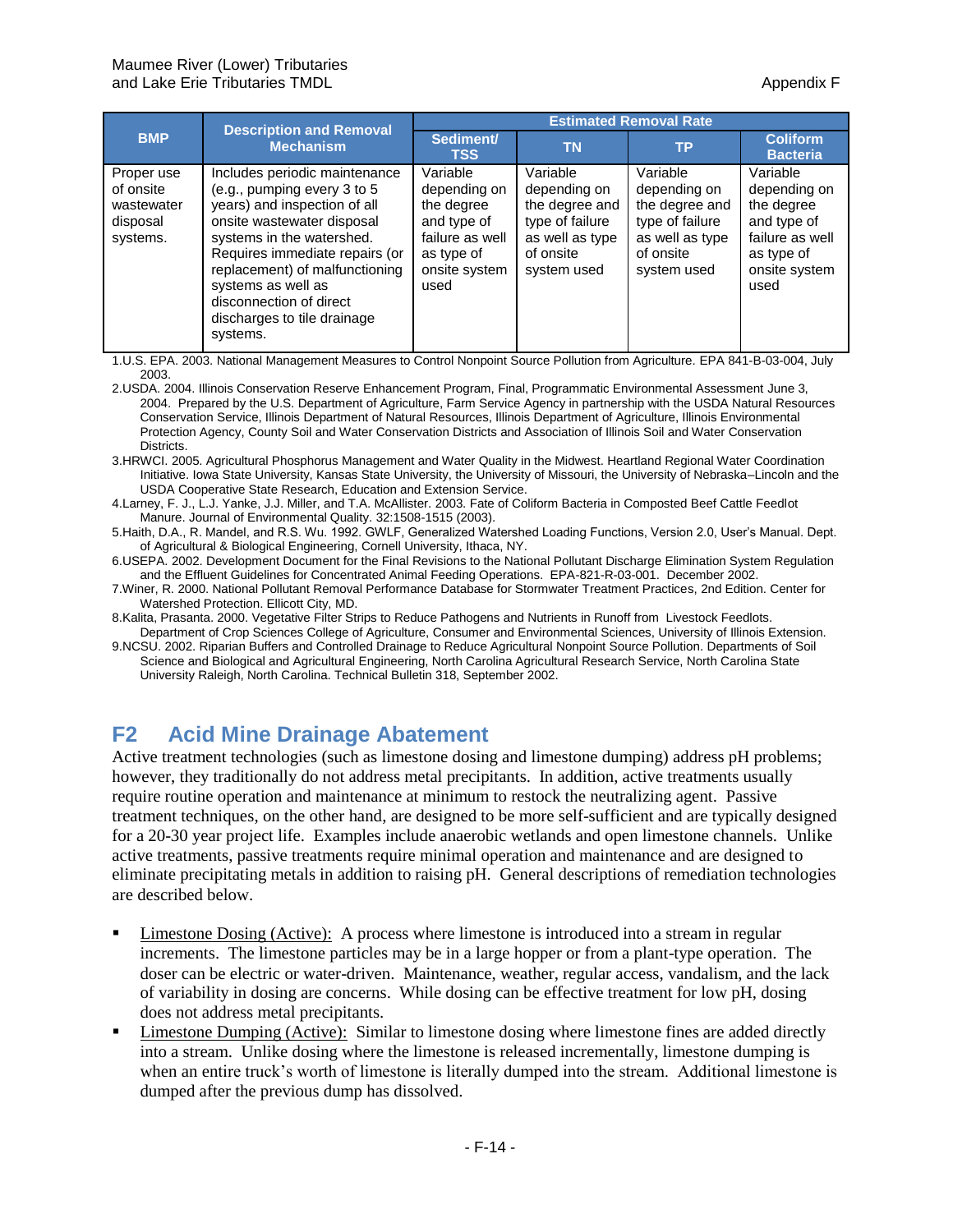| BMP | Description and Removal Mechanism | Estimated Removal Rate | | | |
|---|---|---|---|---|---|
| | | Sediment/ TSS | TN | TP | Coliform Bacteria |
| Proper use of onsite wastewater disposal systems. | Includes periodic maintenance (e.g., pumping every 3 to 5 years) and inspection of all onsite wastewater disposal systems in the watershed. Requires immediate repairs (or replacement) of malfunctioning systems as well as disconnection of direct discharges to tile drainage systems. | Variable depending on the degree and type of failure as well as type of onsite system used | Variable depending on the degree and type of failure as well as type of onsite system used | Variable depending on the degree and type of failure as well as type of onsite system used | Variable depending on the degree and type of failure as well as type of onsite system used |

1.U.S. EPA. 2003. National Management Measures to Control Nonpoint Source Pollution from Agriculture. EPA 841-B-03-004, July 2003.

2.USDA. 2004. Illinois Conservation Reserve Enhancement Program, Final, Programmatic Environmental Assessment June 3, 2004. Prepared by the U.S. Department of Agriculture, Farm Service Agency in partnership with the USDA Natural Resources Conservation Service, Illinois Department of Natural Resources, Illinois Department of Agriculture, Illinois Environmental Protection Agency, County Soil and Water Conservation Districts and Association of Illinois Soil and Water Conservation Districts.

3.HRWCI. 2005. Agricultural Phosphorus Management and Water Quality in the Midwest. Heartland Regional Water Coordination Initiative. Iowa State University, Kansas State University, the University of Missouri, the University of Nebraska–Lincoln and the USDA Cooperative State Research, Education and Extension Service.

4.Larney, F. J., L.J. Yanke, J.J. Miller, and T.A. McAllister. 2003. Fate of Coliform Bacteria in Composted Beef Cattle Feedlot Manure. Journal of Environmental Quality. 32:1508-1515 (2003).

5.Haith, D.A., R. Mandel, and R.S. Wu. 1992. GWLF, Generalized Watershed Loading Functions, Version 2.0, User's Manual. Dept. of Agricultural & Biological Engineering, Cornell University, Ithaca, NY.

6.USEPA. 2002. Development Document for the Final Revisions to the National Pollutant Discharge Elimination System Regulation and the Effluent Guidelines for Concentrated Animal Feeding Operations. EPA-821-R-03-001. December 2002.

7.Winer, R. 2000. National Pollutant Removal Performance Database for Stormwater Treatment Practices, 2nd Edition. Center for Watershed Protection. Ellicott City, MD.

8.Kalita, Prasanta. 2000. Vegetative Filter Strips to Reduce Pathogens and Nutrients in Runoff from Livestock Feedlots. Department of Crop Sciences College of Agriculture, Consumer and Environmental Sciences, University of Illinois Extension.

9.NCSU. 2002. Riparian Buffers and Controlled Drainage to Reduce Agricultural Nonpoint Source Pollution. Departments of Soil Science and Biological and Agricultural Engineering, North Carolina Agricultural Research Service, North Carolina State University Raleigh, North Carolina. Technical Bulletin 318, September 2002.

## F2 Acid Mine Drainage Abatement

Active treatment technologies (such as limestone dosing and limestone dumping) address pH problems; however, they traditionally do not address metal precipitants. In addition, active treatments usually require routine operation and maintenance at minimum to restock the neutralizing agent. Passive treatment techniques, on the other hand, are designed to be more self-sufficient and are typically designed for a 20-30 year project life. Examples include anaerobic wetlands and open limestone channels. Unlike active treatments, passive treatments require minimal operation and maintenance and are designed to eliminate precipitating metals in addition to raising pH. General descriptions of remediation technologies are described below.

- Limestone Dosing (Active): A process where limestone is introduced into a stream in regular increments. The limestone particles may be in a large hopper or from a plant-type operation. The doser can be electric or water-driven. Maintenance, weather, regular access, vandalism, and the lack of variability in dosing are concerns. While dosing can be effective treatment for low pH, dosing does not address metal precipitants.
- Limestone Dumping (Active): Similar to limestone dosing where limestone fines are added directly into a stream. Unlike dosing where the limestone is released incrementally, limestone dumping is when an entire truck's worth of limestone is literally dumped into the stream. Additional limestone is dumped after the previous dump has dissolved.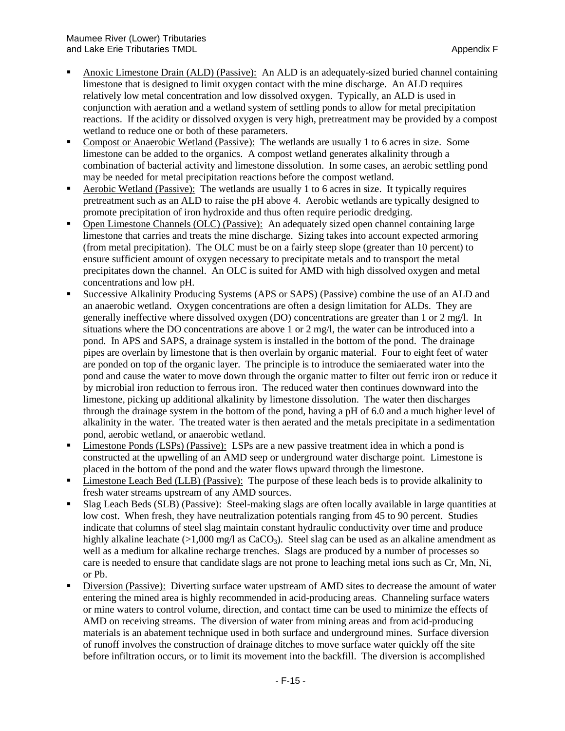- Anoxic Limestone Drain (ALD) (Passive): An ALD is an adequately-sized buried channel containing limestone that is designed to limit oxygen contact with the mine discharge. An ALD requires relatively low metal concentration and low dissolved oxygen. Typically, an ALD is used in conjunction with aeration and a wetland system of settling ponds to allow for metal precipitation reactions. If the acidity or dissolved oxygen is very high, pretreatment may be provided by a compost wetland to reduce one or both of these parameters.
- Compost or Anaerobic Wetland (Passive): The wetlands are usually 1 to 6 acres in size. Some limestone can be added to the organics. A compost wetland generates alkalinity through a combination of bacterial activity and limestone dissolution. In some cases, an aerobic settling pond may be needed for metal precipitation reactions before the compost wetland.
- Aerobic Wetland (Passive): The wetlands are usually 1 to 6 acres in size. It typically requires pretreatment such as an ALD to raise the pH above 4. Aerobic wetlands are typically designed to promote precipitation of iron hydroxide and thus often require periodic dredging.
- Open Limestone Channels (OLC) (Passive): An adequately sized open channel containing large limestone that carries and treats the mine discharge. Sizing takes into account expected armoring (from metal precipitation). The OLC must be on a fairly steep slope (greater than 10 percent) to ensure sufficient amount of oxygen necessary to precipitate metals and to transport the metal precipitates down the channel. An OLC is suited for AMD with high dissolved oxygen and metal concentrations and low pH.
- Successive Alkalinity Producing Systems (APS or SAPS) (Passive) combine the use of an ALD and an anaerobic wetland. Oxygen concentrations are often a design limitation for ALDs. They are generally ineffective where dissolved oxygen (DO) concentrations are greater than 1 or 2 mg/l. In situations where the DO concentrations are above 1 or 2 mg/l, the water can be introduced into a pond. In APS and SAPS, a drainage system is installed in the bottom of the pond. The drainage pipes are overlain by limestone that is then overlain by organic material. Four to eight feet of water are ponded on top of the organic layer. The principle is to introduce the semiaerated water into the pond and cause the water to move down through the organic matter to filter out ferric iron or reduce it by microbial iron reduction to ferrous iron. The reduced water then continues downward into the limestone, picking up additional alkalinity by limestone dissolution. The water then discharges through the drainage system in the bottom of the pond, having a pH of 6.0 and a much higher level of alkalinity in the water. The treated water is then aerated and the metals precipitate in a sedimentation pond, aerobic wetland, or anaerobic wetland.
- Limestone Ponds (LSPs) (Passive): LSPs are a new passive treatment idea in which a pond is constructed at the upwelling of an AMD seep or underground water discharge point. Limestone is placed in the bottom of the pond and the water flows upward through the limestone.
- Limestone Leach Bed (LLB) (Passive): The purpose of these leach beds is to provide alkalinity to fresh water streams upstream of any AMD sources.
- Slag Leach Beds (SLB) (Passive): Steel-making slags are often locally available in large quantities at low cost. When fresh, they have neutralization potentials ranging from 45 to 90 percent. Studies indicate that columns of steel slag maintain constant hydraulic conductivity over time and produce highly alkaline leachate (>1,000 mg/l as $CaCO_3$). Steel slag can be used as an alkaline amendment as well as a medium for alkaline recharge trenches. Slags are produced by a number of processes so care is needed to ensure that candidate slags are not prone to leaching metal ions such as Cr, Mn, Ni, or Pb.
- Diversion (Passive): Diverting surface water upstream of AMD sites to decrease the amount of water entering the mined area is highly recommended in acid-producing areas. Channeling surface waters or mine waters to control volume, direction, and contact time can be used to minimize the effects of AMD on receiving streams. The diversion of water from mining areas and from acid-producing materials is an abatement technique used in both surface and underground mines. Surface diversion of runoff involves the construction of drainage ditches to move surface water quickly off the site before infiltration occurs, or to limit its movement into the backfill. The diversion is accomplished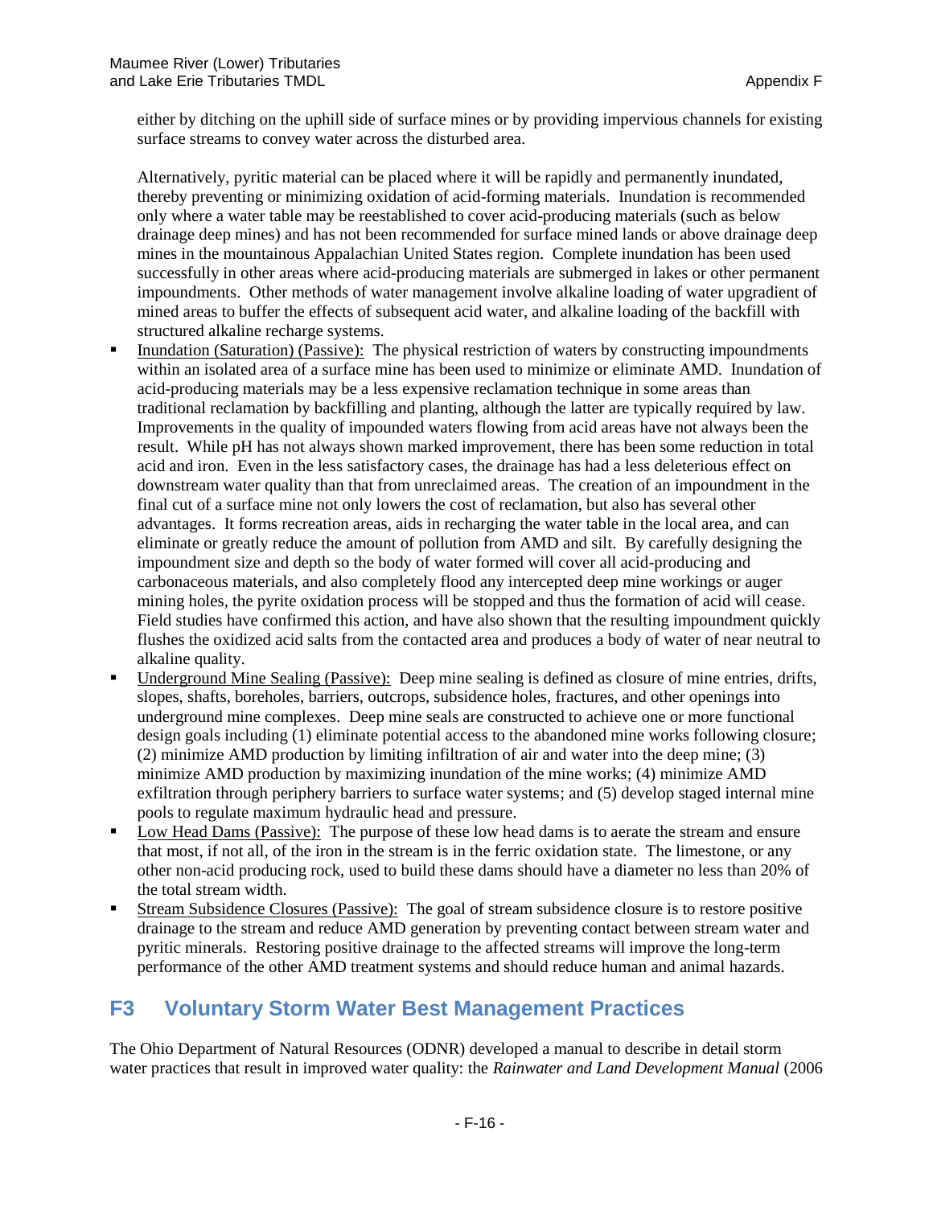either by ditching on the uphill side of surface mines or by providing impervious channels for existing surface streams to convey water across the disturbed area.

Alternatively, pyritic material can be placed where it will be rapidly and permanently inundated, thereby preventing or minimizing oxidation of acid-forming materials. Inundation is recommended only where a water table may be reestablished to cover acid-producing materials (such as below drainage deep mines) and has not been recommended for surface mined lands or above drainage deep mines in the mountainous Appalachian United States region. Complete inundation has been used successfully in other areas where acid-producing materials are submerged in lakes or other permanent impoundments. Other methods of water management involve alkaline loading of water upgradient of mined areas to buffer the effects of subsequent acid water, and alkaline loading of the backfill with structured alkaline recharge systems.

- Inundation (Saturation) (Passive): The physical restriction of waters by constructing impoundments within an isolated area of a surface mine has been used to minimize or eliminate AMD. Inundation of acid-producing materials may be a less expensive reclamation technique in some areas than traditional reclamation by backfilling and planting, although the latter are typically required by law. Improvements in the quality of impounded waters flowing from acid areas have not always been the result. While pH has not always shown marked improvement, there has been some reduction in total acid and iron. Even in the less satisfactory cases, the drainage has had a less deleterious effect on downstream water quality than that from unreclaimed areas. The creation of an impoundment in the final cut of a surface mine not only lowers the cost of reclamation, but also has several other advantages. It forms recreation areas, aids in recharging the water table in the local area, and can eliminate or greatly reduce the amount of pollution from AMD and silt. By carefully designing the impoundment size and depth so the body of water formed will cover all acid-producing and carbonaceous materials, and also completely flood any intercepted deep mine workings or auger mining holes, the pyrite oxidation process will be stopped and thus the formation of acid will cease. Field studies have confirmed this action, and have also shown that the resulting impoundment quickly flushes the oxidized acid salts from the contacted area and produces a body of water of near neutral to alkaline quality.
- Underground Mine Sealing (Passive): Deep mine sealing is defined as closure of mine entries, drifts, slopes, shafts, boreholes, barriers, outcrops, subsidence holes, fractures, and other openings into underground mine complexes. Deep mine seals are constructed to achieve one or more functional design goals including (1) eliminate potential access to the abandoned mine works following closure; (2) minimize AMD production by limiting infiltration of air and water into the deep mine; (3) minimize AMD production by maximizing inundation of the mine works; (4) minimize AMD exfiltration through periphery barriers to surface water systems; and (5) develop staged internal mine pools to regulate maximum hydraulic head and pressure.
- Low Head Dams (Passive): The purpose of these low head dams is to aerate the stream and ensure that most, if not all, of the iron in the stream is in the ferric oxidation state. The limestone, or any other non-acid producing rock, used to build these dams should have a diameter no less than 20% of the total stream width.
- Stream Subsidence Closures (Passive): The goal of stream subsidence closure is to restore positive drainage to the stream and reduce AMD generation by preventing contact between stream water and pyritic minerals. Restoring positive drainage to the affected streams will improve the long-term performance of the other AMD treatment systems and should reduce human and animal hazards.

## F3 Voluntary Storm Water Best Management Practices

The Ohio Department of Natural Resources (ODNR) developed a manual to describe in detail storm water practices that result in improved water quality: the *Rainwater and Land Development Manual* (2006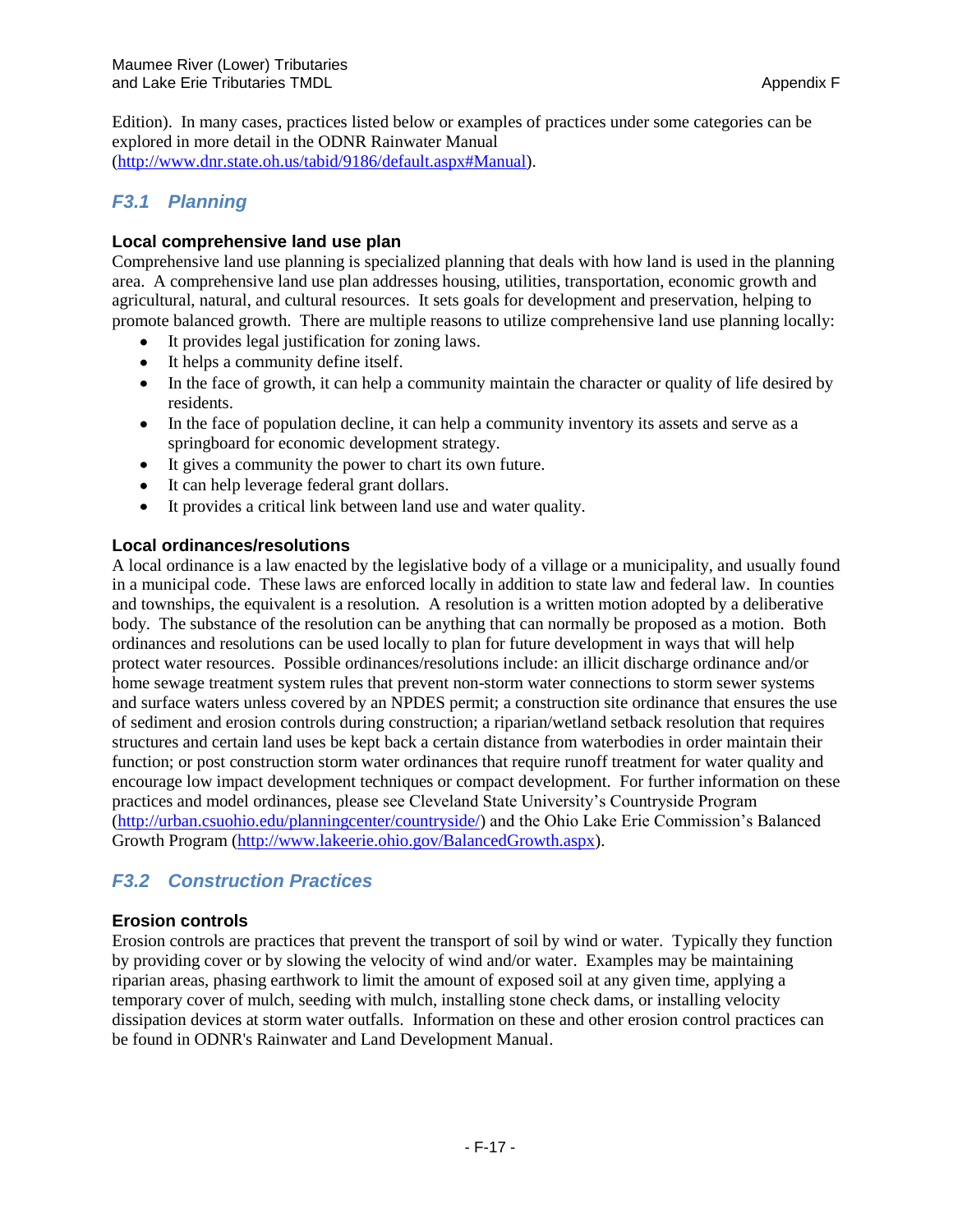Edition). In many cases, practices listed below or examples of practices under some categories can be explored in more detail in the ODNR Rainwater Manual (http://www.dnr.state.oh.us/tabid/9186/default.aspx#Manual).

## *F3.1 Planning*

### Local comprehensive land use plan

Comprehensive land use planning is specialized planning that deals with how land is used in the planning area. A comprehensive land use plan addresses housing, utilities, transportation, economic growth and agricultural, natural, and cultural resources. It sets goals for development and preservation, helping to promote balanced growth. There are multiple reasons to utilize comprehensive land use planning locally:

- It provides legal justification for zoning laws.
- It helps a community define itself.
- In the face of growth, it can help a community maintain the character or quality of life desired by residents.
- In the face of population decline, it can help a community inventory its assets and serve as a springboard for economic development strategy.
- It gives a community the power to chart its own future.
- It can help leverage federal grant dollars.
- It provides a critical link between land use and water quality.

### Local ordinances/resolutions

A local ordinance is a law enacted by the legislative body of a village or a municipality, and usually found in a municipal code. These laws are enforced locally in addition to state law and federal law. In counties and townships, the equivalent is a resolution. A resolution is a written motion adopted by a deliberative body. The substance of the resolution can be anything that can normally be proposed as a motion. Both ordinances and resolutions can be used locally to plan for future development in ways that will help protect water resources. Possible ordinances/resolutions include: an illicit discharge ordinance and/or home sewage treatment system rules that prevent non-storm water connections to storm sewer systems and surface waters unless covered by an NPDES permit; a construction site ordinance that ensures the use of sediment and erosion controls during construction; a riparian/wetland setback resolution that requires structures and certain land uses be kept back a certain distance from waterbodies in order maintain their function; or post construction storm water ordinances that require runoff treatment for water quality and encourage low impact development techniques or compact development. For further information on these practices and model ordinances, please see Cleveland State University's Countryside Program (http://urban.csuohio.edu/planningcenter/countryside/) and the Ohio Lake Erie Commission's Balanced Growth Program (http://www.lakeerie.ohio.gov/BalancedGrowth.aspx).

## *F3.2 Construction Practices*

### Erosion controls

Erosion controls are practices that prevent the transport of soil by wind or water. Typically they function by providing cover or by slowing the velocity of wind and/or water. Examples may be maintaining riparian areas, phasing earthwork to limit the amount of exposed soil at any given time, applying a temporary cover of mulch, seeding with mulch, installing stone check dams, or installing velocity dissipation devices at storm water outfalls. Information on these and other erosion control practices can be found in ODNR's Rainwater and Land Development Manual.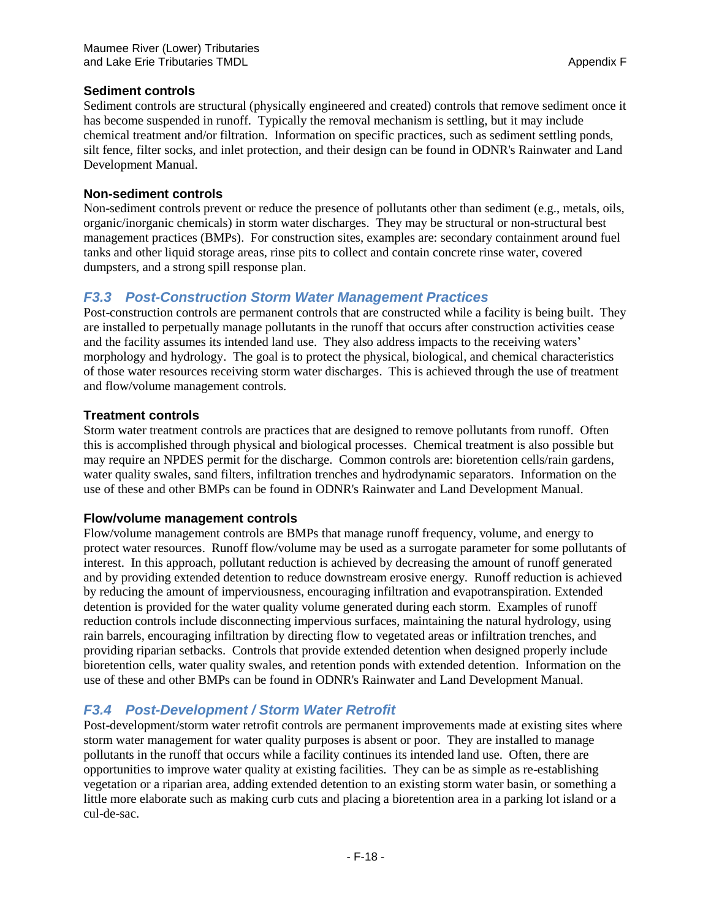### Sediment controls

Sediment controls are structural (physically engineered and created) controls that remove sediment once it has become suspended in runoff. Typically the removal mechanism is settling, but it may include chemical treatment and/or filtration. Information on specific practices, such as sediment settling ponds, silt fence, filter socks, and inlet protection, and their design can be found in ODNR's Rainwater and Land Development Manual.

### Non-sediment controls

Non-sediment controls prevent or reduce the presence of pollutants other than sediment (e.g., metals, oils, organic/inorganic chemicals) in storm water discharges. They may be structural or non-structural best management practices (BMPs). For construction sites, examples are: secondary containment around fuel tanks and other liquid storage areas, rinse pits to collect and contain concrete rinse water, covered dumpsters, and a strong spill response plan.

## *F3.3 Post-Construction Storm Water Management Practices*

Post-construction controls are permanent controls that are constructed while a facility is being built. They are installed to perpetually manage pollutants in the runoff that occurs after construction activities cease and the facility assumes its intended land use. They also address impacts to the receiving waters' morphology and hydrology. The goal is to protect the physical, biological, and chemical characteristics of those water resources receiving storm water discharges. This is achieved through the use of treatment and flow/volume management controls.

### Treatment controls

Storm water treatment controls are practices that are designed to remove pollutants from runoff. Often this is accomplished through physical and biological processes. Chemical treatment is also possible but may require an NPDES permit for the discharge. Common controls are: bioretention cells/rain gardens, water quality swales, sand filters, infiltration trenches and hydrodynamic separators. Information on the use of these and other BMPs can be found in ODNR's Rainwater and Land Development Manual.

### Flow/volume management controls

Flow/volume management controls are BMPs that manage runoff frequency, volume, and energy to protect water resources. Runoff flow/volume may be used as a surrogate parameter for some pollutants of interest. In this approach, pollutant reduction is achieved by decreasing the amount of runoff generated and by providing extended detention to reduce downstream erosive energy. Runoff reduction is achieved by reducing the amount of imperviousness, encouraging infiltration and evapotranspiration. Extended detention is provided for the water quality volume generated during each storm. Examples of runoff reduction controls include disconnecting impervious surfaces, maintaining the natural hydrology, using rain barrels, encouraging infiltration by directing flow to vegetated areas or infiltration trenches, and providing riparian setbacks. Controls that provide extended detention when designed properly include bioretention cells, water quality swales, and retention ponds with extended detention. Information on the use of these and other BMPs can be found in ODNR's Rainwater and Land Development Manual.

## *F3.4 Post-Development / Storm Water Retrofit*

Post-development/storm water retrofit controls are permanent improvements made at existing sites where storm water management for water quality purposes is absent or poor. They are installed to manage pollutants in the runoff that occurs while a facility continues its intended land use. Often, there are opportunities to improve water quality at existing facilities. They can be as simple as re-establishing vegetation or a riparian area, adding extended detention to an existing storm water basin, or something a little more elaborate such as making curb cuts and placing a bioretention area in a parking lot island or a cul-de-sac.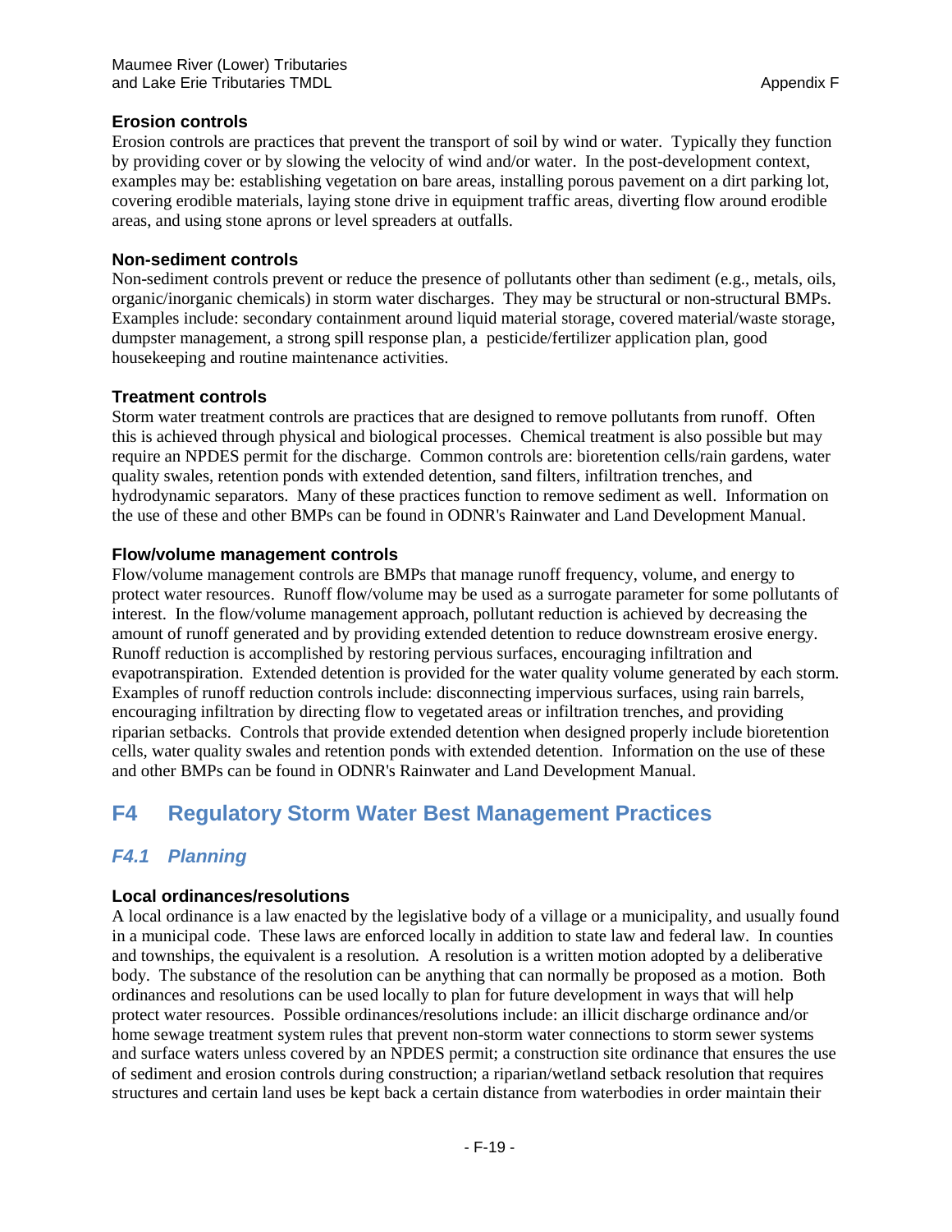**Erosion controls**

Erosion controls are practices that prevent the transport of soil by wind or water. Typically they function by providing cover or by slowing the velocity of wind and/or water. In the post-development context, examples may be: establishing vegetation on bare areas, installing porous pavement on a dirt parking lot, covering erodible materials, laying stone drive in equipment traffic areas, diverting flow around erodible areas, and using stone aprons or level spreaders at outfalls.

**Non-sediment controls**

Non-sediment controls prevent or reduce the presence of pollutants other than sediment (e.g., metals, oils, organic/inorganic chemicals) in storm water discharges. They may be structural or non-structural BMPs. Examples include: secondary containment around liquid material storage, covered material/waste storage, dumpster management, a strong spill response plan, a pesticide/fertilizer application plan, good housekeeping and routine maintenance activities.

**Treatment controls**

Storm water treatment controls are practices that are designed to remove pollutants from runoff. Often this is achieved through physical and biological processes. Chemical treatment is also possible but may require an NPDES permit for the discharge. Common controls are: bioretention cells/rain gardens, water quality swales, retention ponds with extended detention, sand filters, infiltration trenches, and hydrodynamic separators. Many of these practices function to remove sediment as well. Information on the use of these and other BMPs can be found in ODNR's Rainwater and Land Development Manual.

**Flow/volume management controls**

Flow/volume management controls are BMPs that manage runoff frequency, volume, and energy to protect water resources. Runoff flow/volume may be used as a surrogate parameter for some pollutants of interest. In the flow/volume management approach, pollutant reduction is achieved by decreasing the amount of runoff generated and by providing extended detention to reduce downstream erosive energy. Runoff reduction is accomplished by restoring pervious surfaces, encouraging infiltration and evapotranspiration. Extended detention is provided for the water quality volume generated by each storm. Examples of runoff reduction controls include: disconnecting impervious surfaces, using rain barrels, encouraging infiltration by directing flow to vegetated areas or infiltration trenches, and providing riparian setbacks. Controls that provide extended detention when designed properly include bioretention cells, water quality swales and retention ponds with extended detention. Information on the use of these and other BMPs can be found in ODNR's Rainwater and Land Development Manual.

## F4 Regulatory Storm Water Best Management Practices

### *F4.1 Planning*

**Local ordinances/resolutions**

A local ordinance is a law enacted by the legislative body of a village or a municipality, and usually found in a municipal code. These laws are enforced locally in addition to state law and federal law. In counties and townships, the equivalent is a resolution. A resolution is a written motion adopted by a deliberative body. The substance of the resolution can be anything that can normally be proposed as a motion. Both ordinances and resolutions can be used locally to plan for future development in ways that will help protect water resources. Possible ordinances/resolutions include: an illicit discharge ordinance and/or home sewage treatment system rules that prevent non-storm water connections to storm sewer systems and surface waters unless covered by an NPDES permit; a construction site ordinance that ensures the use of sediment and erosion controls during construction; a riparian/wetland setback resolution that requires structures and certain land uses be kept back a certain distance from waterbodies in order maintain their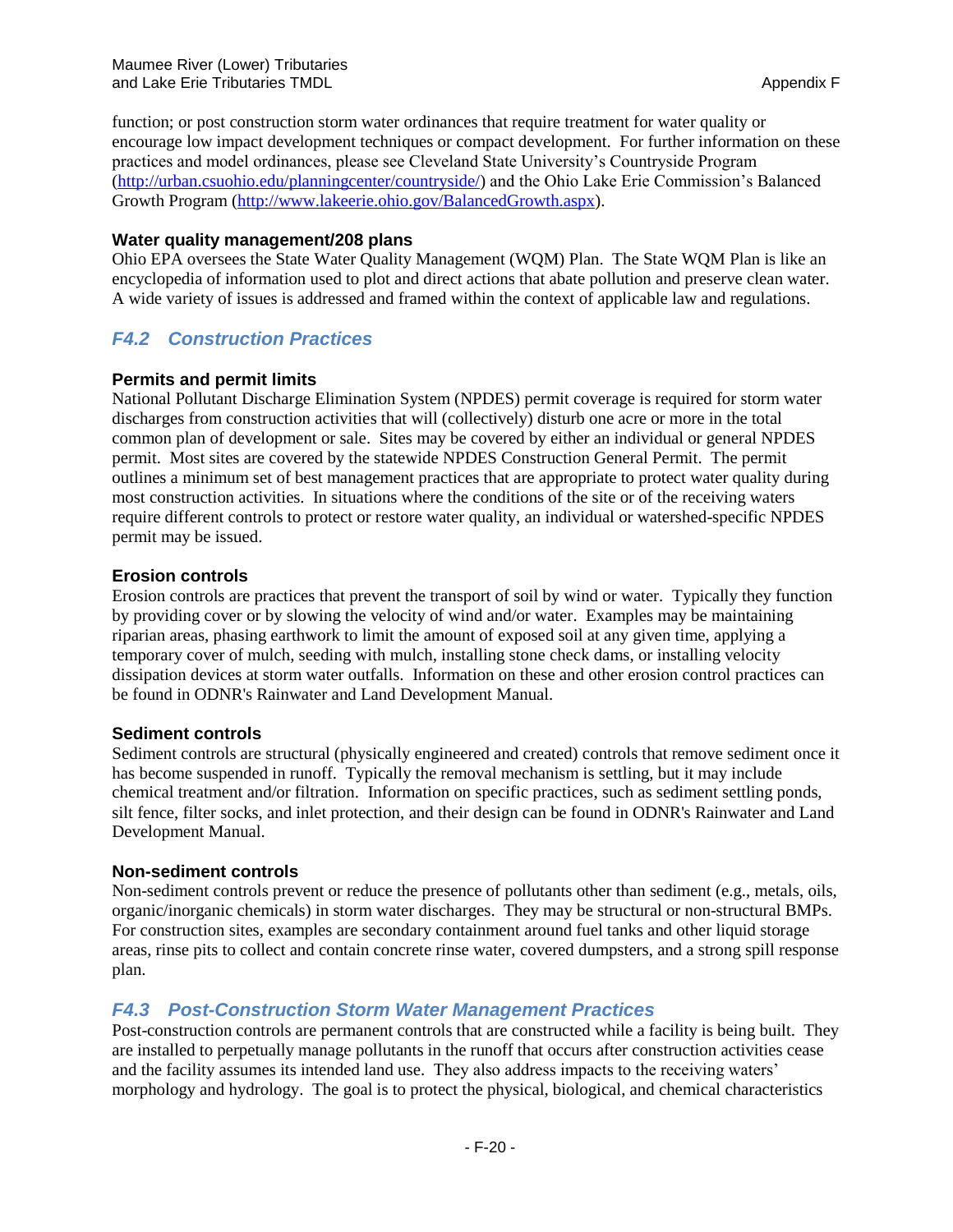function; or post construction storm water ordinances that require treatment for water quality or encourage low impact development techniques or compact development. For further information on these practices and model ordinances, please see Cleveland State University's Countryside Program (http://urban.csuohio.edu/planningcenter/countryside/) and the Ohio Lake Erie Commission's Balanced Growth Program (http://www.lakeerie.ohio.gov/BalancedGrowth.aspx).

#### Water quality management/208 plans

Ohio EPA oversees the State Water Quality Management (WQM) Plan. The State WQM Plan is like an encyclopedia of information used to plot and direct actions that abate pollution and preserve clean water. A wide variety of issues is addressed and framed within the context of applicable law and regulations.

### *F4.2 Construction Practices*

#### Permits and permit limits

National Pollutant Discharge Elimination System (NPDES) permit coverage is required for storm water discharges from construction activities that will (collectively) disturb one acre or more in the total common plan of development or sale. Sites may be covered by either an individual or general NPDES permit. Most sites are covered by the statewide NPDES Construction General Permit. The permit outlines a minimum set of best management practices that are appropriate to protect water quality during most construction activities. In situations where the conditions of the site or of the receiving waters require different controls to protect or restore water quality, an individual or watershed-specific NPDES permit may be issued.

#### Erosion controls

Erosion controls are practices that prevent the transport of soil by wind or water. Typically they function by providing cover or by slowing the velocity of wind and/or water. Examples may be maintaining riparian areas, phasing earthwork to limit the amount of exposed soil at any given time, applying a temporary cover of mulch, seeding with mulch, installing stone check dams, or installing velocity dissipation devices at storm water outfalls. Information on these and other erosion control practices can be found in ODNR's Rainwater and Land Development Manual.

#### Sediment controls

Sediment controls are structural (physically engineered and created) controls that remove sediment once it has become suspended in runoff. Typically the removal mechanism is settling, but it may include chemical treatment and/or filtration. Information on specific practices, such as sediment settling ponds, silt fence, filter socks, and inlet protection, and their design can be found in ODNR's Rainwater and Land Development Manual.

#### Non-sediment controls

Non-sediment controls prevent or reduce the presence of pollutants other than sediment (e.g., metals, oils, organic/inorganic chemicals) in storm water discharges. They may be structural or non-structural BMPs. For construction sites, examples are secondary containment around fuel tanks and other liquid storage areas, rinse pits to collect and contain concrete rinse water, covered dumpsters, and a strong spill response plan.

### *F4.3 Post-Construction Storm Water Management Practices*

Post-construction controls are permanent controls that are constructed while a facility is being built. They are installed to perpetually manage pollutants in the runoff that occurs after construction activities cease and the facility assumes its intended land use. They also address impacts to the receiving waters' morphology and hydrology. The goal is to protect the physical, biological, and chemical characteristics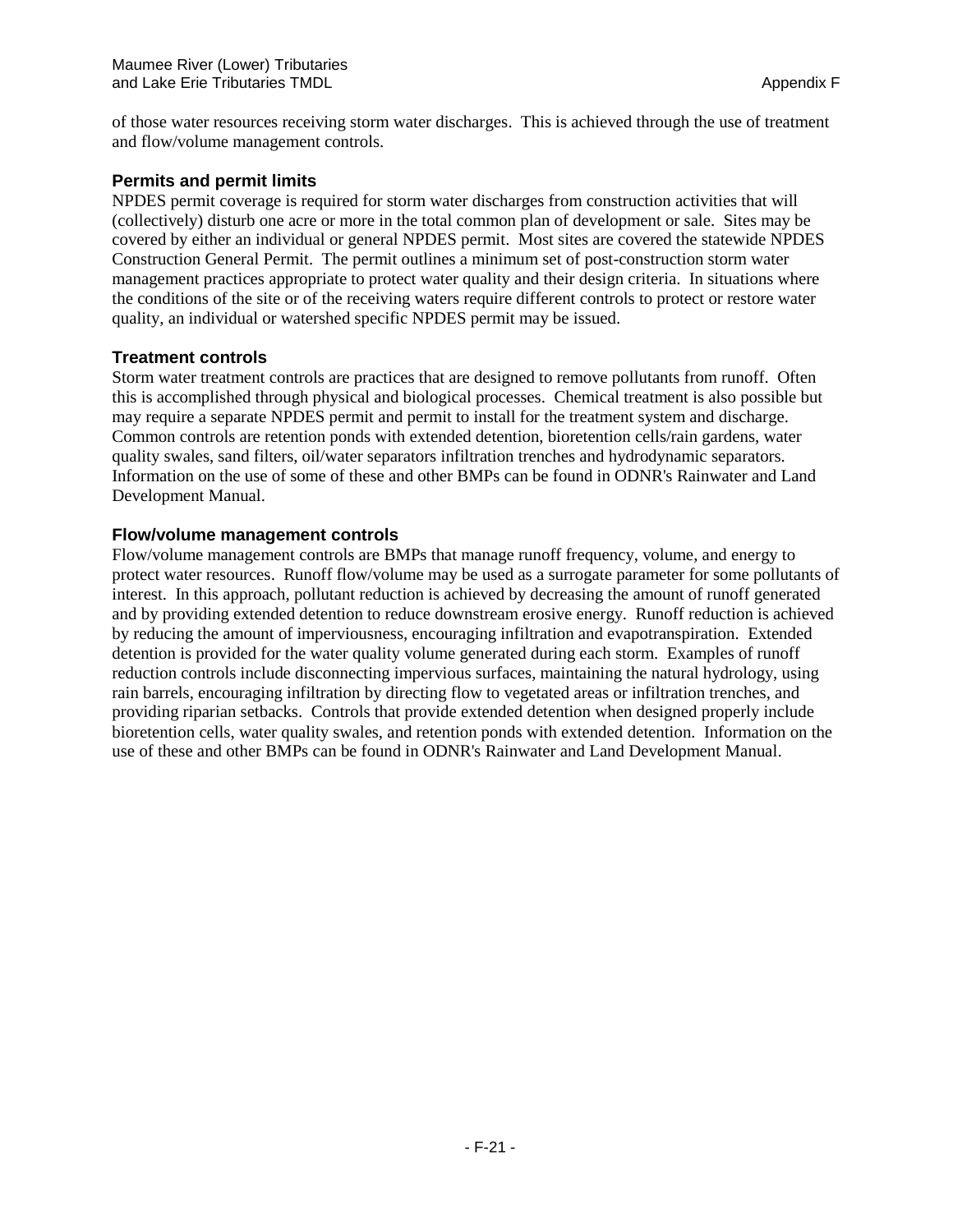of those water resources receiving storm water discharges. This is achieved through the use of treatment and flow/volume management controls.

### Permits and permit limits

NPDES permit coverage is required for storm water discharges from construction activities that will (collectively) disturb one acre or more in the total common plan of development or sale. Sites may be covered by either an individual or general NPDES permit. Most sites are covered the statewide NPDES Construction General Permit. The permit outlines a minimum set of post-construction storm water management practices appropriate to protect water quality and their design criteria. In situations where the conditions of the site or of the receiving waters require different controls to protect or restore water quality, an individual or watershed specific NPDES permit may be issued.

### Treatment controls

Storm water treatment controls are practices that are designed to remove pollutants from runoff. Often this is accomplished through physical and biological processes. Chemical treatment is also possible but may require a separate NPDES permit and permit to install for the treatment system and discharge. Common controls are retention ponds with extended detention, bioretention cells/rain gardens, water quality swales, sand filters, oil/water separators infiltration trenches and hydrodynamic separators. Information on the use of some of these and other BMPs can be found in ODNR's Rainwater and Land Development Manual.

### Flow/volume management controls

Flow/volume management controls are BMPs that manage runoff frequency, volume, and energy to protect water resources. Runoff flow/volume may be used as a surrogate parameter for some pollutants of interest. In this approach, pollutant reduction is achieved by decreasing the amount of runoff generated and by providing extended detention to reduce downstream erosive energy. Runoff reduction is achieved by reducing the amount of imperviousness, encouraging infiltration and evapotranspiration. Extended detention is provided for the water quality volume generated during each storm. Examples of runoff reduction controls include disconnecting impervious surfaces, maintaining the natural hydrology, using rain barrels, encouraging infiltration by directing flow to vegetated areas or infiltration trenches, and providing riparian setbacks. Controls that provide extended detention when designed properly include bioretention cells, water quality swales, and retention ponds with extended detention. Information on the use of these and other BMPs can be found in ODNR's Rainwater and Land Development Manual.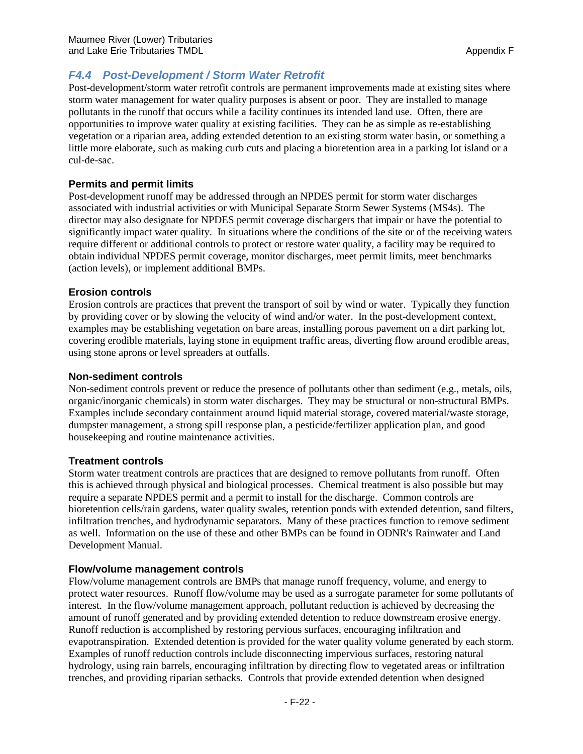## *F4.4 Post-Development / Storm Water Retrofit*

Post-development/storm water retrofit controls are permanent improvements made at existing sites where storm water management for water quality purposes is absent or poor. They are installed to manage pollutants in the runoff that occurs while a facility continues its intended land use. Often, there are opportunities to improve water quality at existing facilities. They can be as simple as re-establishing vegetation or a riparian area, adding extended detention to an existing storm water basin, or something a little more elaborate, such as making curb cuts and placing a bioretention area in a parking lot island or a cul-de-sac.

### Permits and permit limits

Post-development runoff may be addressed through an NPDES permit for storm water discharges associated with industrial activities or with Municipal Separate Storm Sewer Systems (MS4s). The director may also designate for NPDES permit coverage dischargers that impair or have the potential to significantly impact water quality. In situations where the conditions of the site or of the receiving waters require different or additional controls to protect or restore water quality, a facility may be required to obtain individual NPDES permit coverage, monitor discharges, meet permit limits, meet benchmarks (action levels), or implement additional BMPs.

### Erosion controls

Erosion controls are practices that prevent the transport of soil by wind or water. Typically they function by providing cover or by slowing the velocity of wind and/or water. In the post-development context, examples may be establishing vegetation on bare areas, installing porous pavement on a dirt parking lot, covering erodible materials, laying stone in equipment traffic areas, diverting flow around erodible areas, using stone aprons or level spreaders at outfalls.

### Non-sediment controls

Non-sediment controls prevent or reduce the presence of pollutants other than sediment (e.g., metals, oils, organic/inorganic chemicals) in storm water discharges. They may be structural or non-structural BMPs. Examples include secondary containment around liquid material storage, covered material/waste storage, dumpster management, a strong spill response plan, a pesticide/fertilizer application plan, and good housekeeping and routine maintenance activities.

### Treatment controls

Storm water treatment controls are practices that are designed to remove pollutants from runoff. Often this is achieved through physical and biological processes. Chemical treatment is also possible but may require a separate NPDES permit and a permit to install for the discharge. Common controls are bioretention cells/rain gardens, water quality swales, retention ponds with extended detention, sand filters, infiltration trenches, and hydrodynamic separators. Many of these practices function to remove sediment as well. Information on the use of these and other BMPs can be found in ODNR's Rainwater and Land Development Manual.

### Flow/volume management controls

Flow/volume management controls are BMPs that manage runoff frequency, volume, and energy to protect water resources. Runoff flow/volume may be used as a surrogate parameter for some pollutants of interest. In the flow/volume management approach, pollutant reduction is achieved by decreasing the amount of runoff generated and by providing extended detention to reduce downstream erosive energy. Runoff reduction is accomplished by restoring pervious surfaces, encouraging infiltration and evapotranspiration. Extended detention is provided for the water quality volume generated by each storm. Examples of runoff reduction controls include disconnecting impervious surfaces, restoring natural hydrology, using rain barrels, encouraging infiltration by directing flow to vegetated areas or infiltration trenches, and providing riparian setbacks. Controls that provide extended detention when designed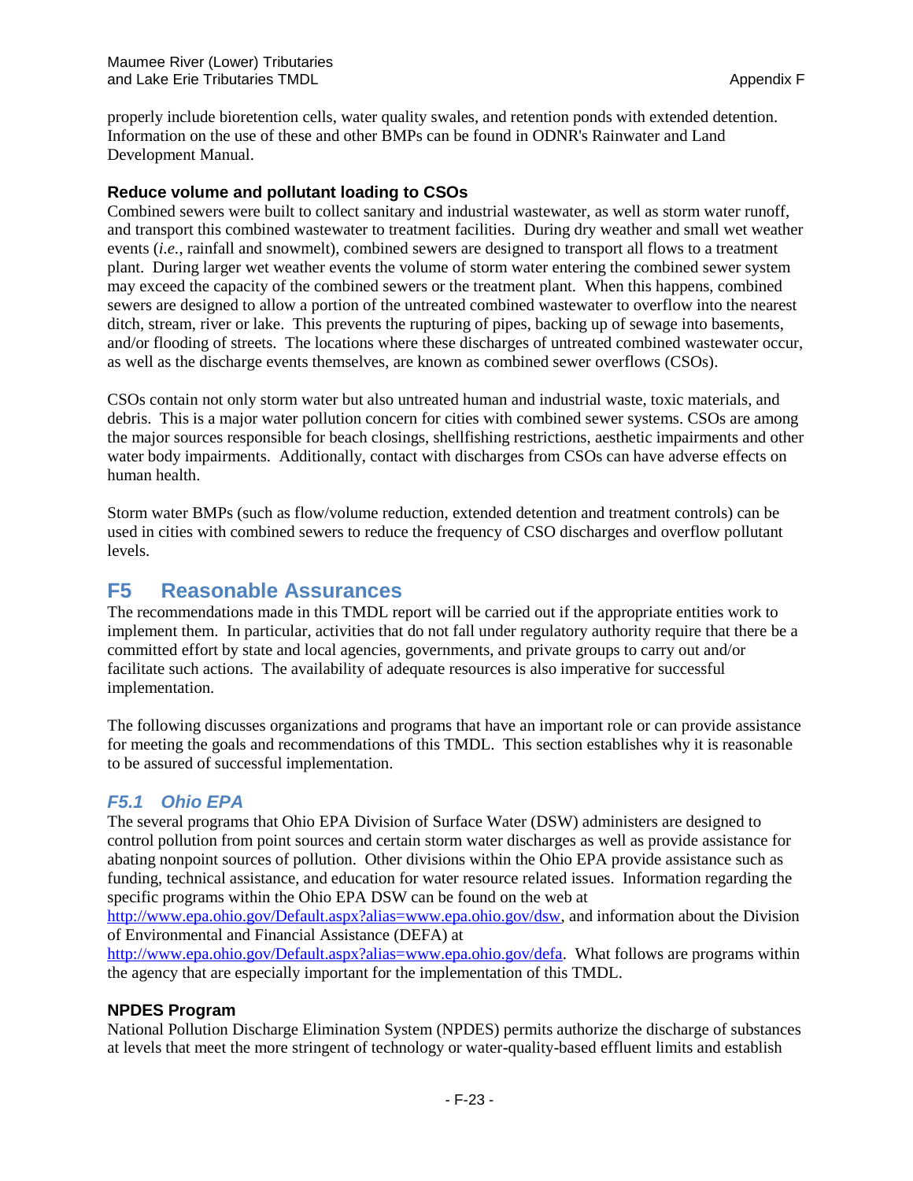properly include bioretention cells, water quality swales, and retention ponds with extended detention. Information on the use of these and other BMPs can be found in ODNR's Rainwater and Land Development Manual.

### Reduce volume and pollutant loading to CSOs

Combined sewers were built to collect sanitary and industrial wastewater, as well as storm water runoff, and transport this combined wastewater to treatment facilities. During dry weather and small wet weather events (*i.e.*, rainfall and snowmelt), combined sewers are designed to transport all flows to a treatment plant. During larger wet weather events the volume of storm water entering the combined sewer system may exceed the capacity of the combined sewers or the treatment plant. When this happens, combined sewers are designed to allow a portion of the untreated combined wastewater to overflow into the nearest ditch, stream, river or lake. This prevents the rupturing of pipes, backing up of sewage into basements, and/or flooding of streets. The locations where these discharges of untreated combined wastewater occur, as well as the discharge events themselves, are known as combined sewer overflows (CSOs).

CSOs contain not only storm water but also untreated human and industrial waste, toxic materials, and debris. This is a major water pollution concern for cities with combined sewer systems. CSOs are among the major sources responsible for beach closings, shellfishing restrictions, aesthetic impairments and other water body impairments. Additionally, contact with discharges from CSOs can have adverse effects on human health.

Storm water BMPs (such as flow/volume reduction, extended detention and treatment controls) can be used in cities with combined sewers to reduce the frequency of CSO discharges and overflow pollutant levels.

# F5 Reasonable Assurances

The recommendations made in this TMDL report will be carried out if the appropriate entities work to implement them. In particular, activities that do not fall under regulatory authority require that there be a committed effort by state and local agencies, governments, and private groups to carry out and/or facilitate such actions. The availability of adequate resources is also imperative for successful implementation.

The following discusses organizations and programs that have an important role or can provide assistance for meeting the goals and recommendations of this TMDL. This section establishes why it is reasonable to be assured of successful implementation.

## *F5.1 Ohio EPA*

The several programs that Ohio EPA Division of Surface Water (DSW) administers are designed to control pollution from point sources and certain storm water discharges as well as provide assistance for abating nonpoint sources of pollution. Other divisions within the Ohio EPA provide assistance such as funding, technical assistance, and education for water resource related issues. Information regarding the specific programs within the Ohio EPA DSW can be found on the web at http://www.epa.ohio.gov/Default.aspx?alias=www.epa.ohio.gov/dsw, and information about the Division of Environmental and Financial Assistance (DEFA) at http://www.epa.ohio.gov/Default.aspx?alias=www.epa.ohio.gov/defa. What follows are programs within the agency that are especially important for the implementation of this TMDL.

### NPDES Program

National Pollution Discharge Elimination System (NPDES) permits authorize the discharge of substances at levels that meet the more stringent of technology or water-quality-based effluent limits and establish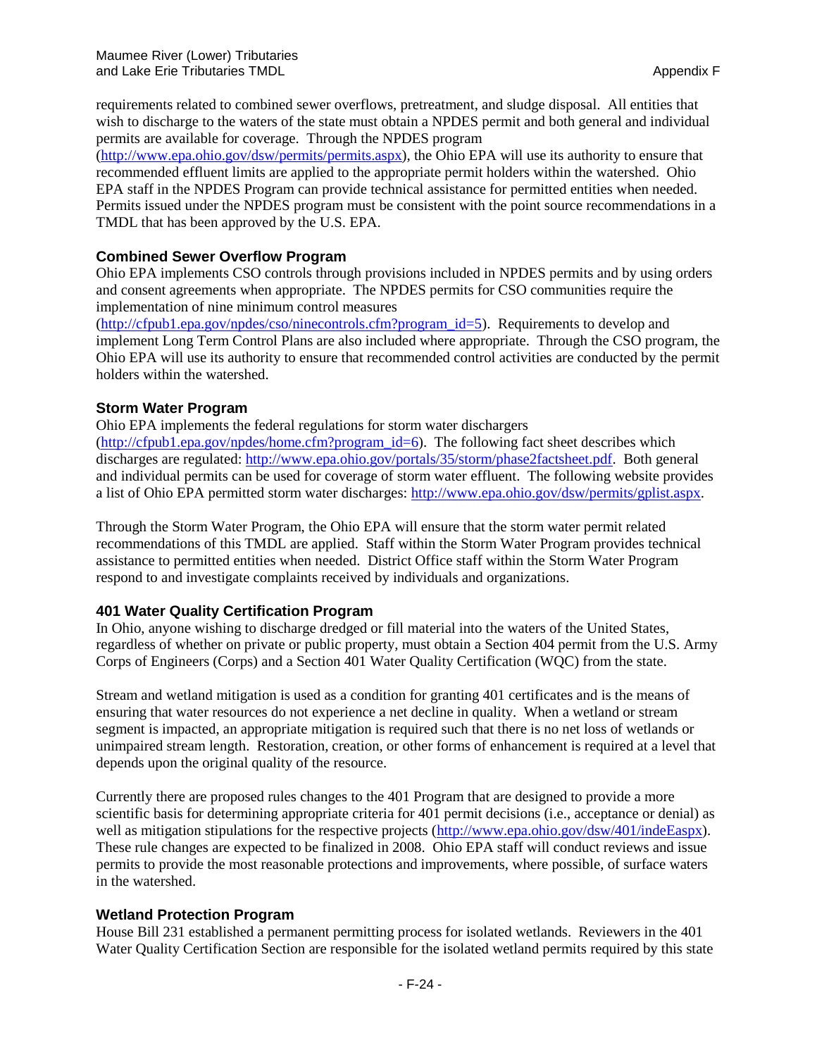requirements related to combined sewer overflows, pretreatment, and sludge disposal. All entities that wish to discharge to the waters of the state must obtain a NPDES permit and both general and individual permits are available for coverage. Through the NPDES program (http://www.epa.ohio.gov/dsw/permits/permits.aspx), the Ohio EPA will use its authority to ensure that recommended effluent limits are applied to the appropriate permit holders within the watershed. Ohio EPA staff in the NPDES Program can provide technical assistance for permitted entities when needed. Permits issued under the NPDES program must be consistent with the point source recommendations in a TMDL that has been approved by the U.S. EPA.

### Combined Sewer Overflow Program

Ohio EPA implements CSO controls through provisions included in NPDES permits and by using orders and consent agreements when appropriate. The NPDES permits for CSO communities require the implementation of nine minimum control measures (http://cfpub1.epa.gov/npdes/cso/ninecontrols.cfm?program_id=5). Requirements to develop and implement Long Term Control Plans are also included where appropriate. Through the CSO program, the Ohio EPA will use its authority to ensure that recommended control activities are conducted by the permit holders within the watershed.

### Storm Water Program

Ohio EPA implements the federal regulations for storm water dischargers (http://cfpub1.epa.gov/npdes/home.cfm?program_id=6). The following fact sheet describes which discharges are regulated: http://www.epa.ohio.gov/portals/35/storm/phase2factsheet.pdf. Both general and individual permits can be used for coverage of storm water effluent. The following website provides a list of Ohio EPA permitted storm water discharges: http://www.epa.ohio.gov/dsw/permits/gplist.aspx.

Through the Storm Water Program, the Ohio EPA will ensure that the storm water permit related recommendations of this TMDL are applied. Staff within the Storm Water Program provides technical assistance to permitted entities when needed. District Office staff within the Storm Water Program respond to and investigate complaints received by individuals and organizations.

### 401 Water Quality Certification Program

In Ohio, anyone wishing to discharge dredged or fill material into the waters of the United States, regardless of whether on private or public property, must obtain a Section 404 permit from the U.S. Army Corps of Engineers (Corps) and a Section 401 Water Quality Certification (WQC) from the state.

Stream and wetland mitigation is used as a condition for granting 401 certificates and is the means of ensuring that water resources do not experience a net decline in quality. When a wetland or stream segment is impacted, an appropriate mitigation is required such that there is no net loss of wetlands or unimpaired stream length. Restoration, creation, or other forms of enhancement is required at a level that depends upon the original quality of the resource.

Currently there are proposed rules changes to the 401 Program that are designed to provide a more scientific basis for determining appropriate criteria for 401 permit decisions (i.e., acceptance or denial) as well as mitigation stipulations for the respective projects (http://www.epa.ohio.gov/dsw/401/indeEaspx). These rule changes are expected to be finalized in 2008. Ohio EPA staff will conduct reviews and issue permits to provide the most reasonable protections and improvements, where possible, of surface waters in the watershed.

### Wetland Protection Program

House Bill 231 established a permanent permitting process for isolated wetlands. Reviewers in the 401 Water Quality Certification Section are responsible for the isolated wetland permits required by this state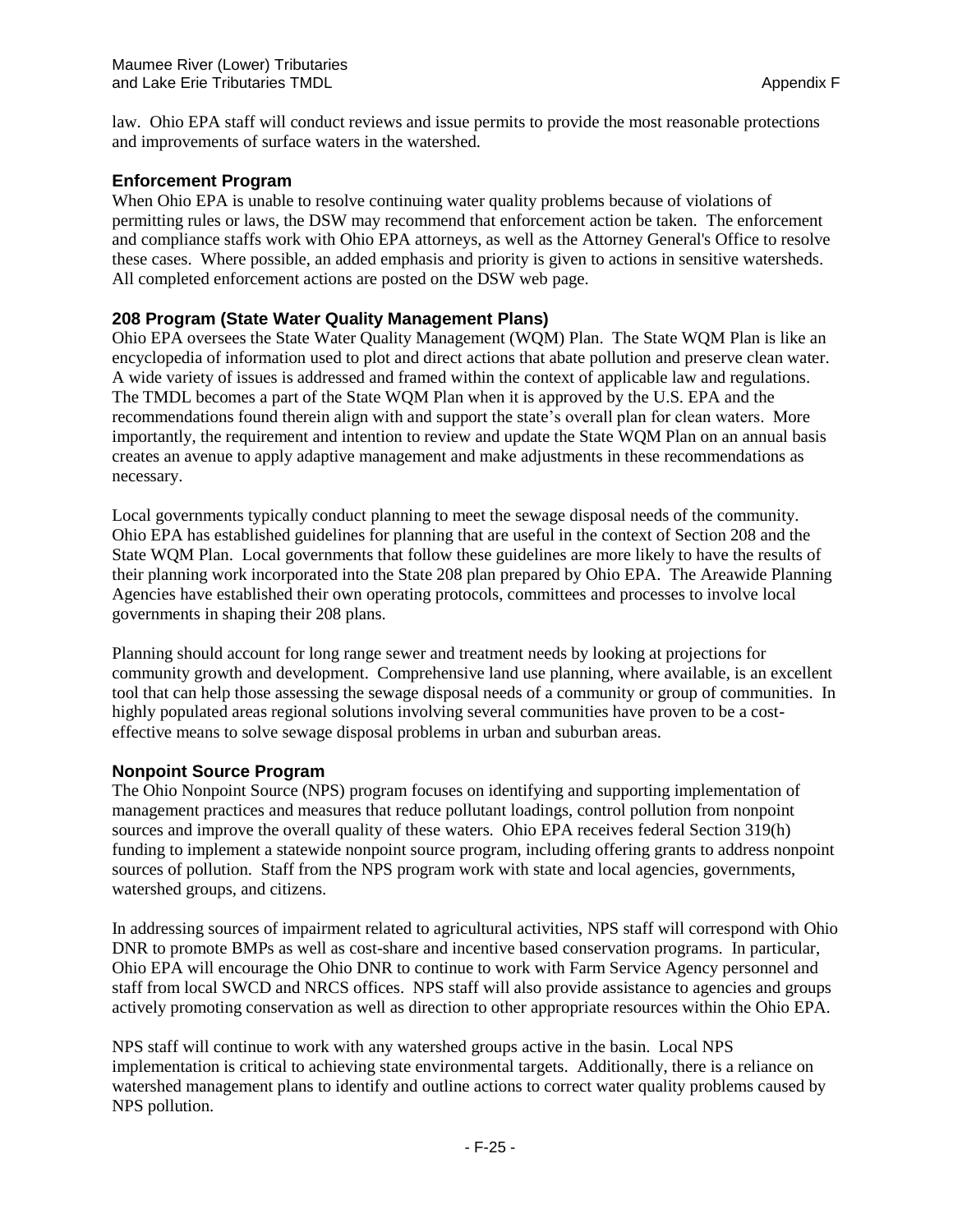law. Ohio EPA staff will conduct reviews and issue permits to provide the most reasonable protections and improvements of surface waters in the watershed.

### Enforcement Program

When Ohio EPA is unable to resolve continuing water quality problems because of violations of permitting rules or laws, the DSW may recommend that enforcement action be taken. The enforcement and compliance staffs work with Ohio EPA attorneys, as well as the Attorney General's Office to resolve these cases. Where possible, an added emphasis and priority is given to actions in sensitive watersheds. All completed enforcement actions are posted on the DSW web page.

### 208 Program (State Water Quality Management Plans)

Ohio EPA oversees the State Water Quality Management (WQM) Plan. The State WQM Plan is like an encyclopedia of information used to plot and direct actions that abate pollution and preserve clean water. A wide variety of issues is addressed and framed within the context of applicable law and regulations. The TMDL becomes a part of the State WQM Plan when it is approved by the U.S. EPA and the recommendations found therein align with and support the state's overall plan for clean waters. More importantly, the requirement and intention to review and update the State WQM Plan on an annual basis creates an avenue to apply adaptive management and make adjustments in these recommendations as necessary.

Local governments typically conduct planning to meet the sewage disposal needs of the community. Ohio EPA has established guidelines for planning that are useful in the context of Section 208 and the State WQM Plan. Local governments that follow these guidelines are more likely to have the results of their planning work incorporated into the State 208 plan prepared by Ohio EPA. The Areawide Planning Agencies have established their own operating protocols, committees and processes to involve local governments in shaping their 208 plans.

Planning should account for long range sewer and treatment needs by looking at projections for community growth and development. Comprehensive land use planning, where available, is an excellent tool that can help those assessing the sewage disposal needs of a community or group of communities. In highly populated areas regional solutions involving several communities have proven to be a cost-effective means to solve sewage disposal problems in urban and suburban areas.

### Nonpoint Source Program

The Ohio Nonpoint Source (NPS) program focuses on identifying and supporting implementation of management practices and measures that reduce pollutant loadings, control pollution from nonpoint sources and improve the overall quality of these waters. Ohio EPA receives federal Section 319(h) funding to implement a statewide nonpoint source program, including offering grants to address nonpoint sources of pollution. Staff from the NPS program work with state and local agencies, governments, watershed groups, and citizens.

In addressing sources of impairment related to agricultural activities, NPS staff will correspond with Ohio DNR to promote BMPs as well as cost-share and incentive based conservation programs. In particular, Ohio EPA will encourage the Ohio DNR to continue to work with Farm Service Agency personnel and staff from local SWCD and NRCS offices. NPS staff will also provide assistance to agencies and groups actively promoting conservation as well as direction to other appropriate resources within the Ohio EPA.

NPS staff will continue to work with any watershed groups active in the basin. Local NPS implementation is critical to achieving state environmental targets. Additionally, there is a reliance on watershed management plans to identify and outline actions to correct water quality problems caused by NPS pollution.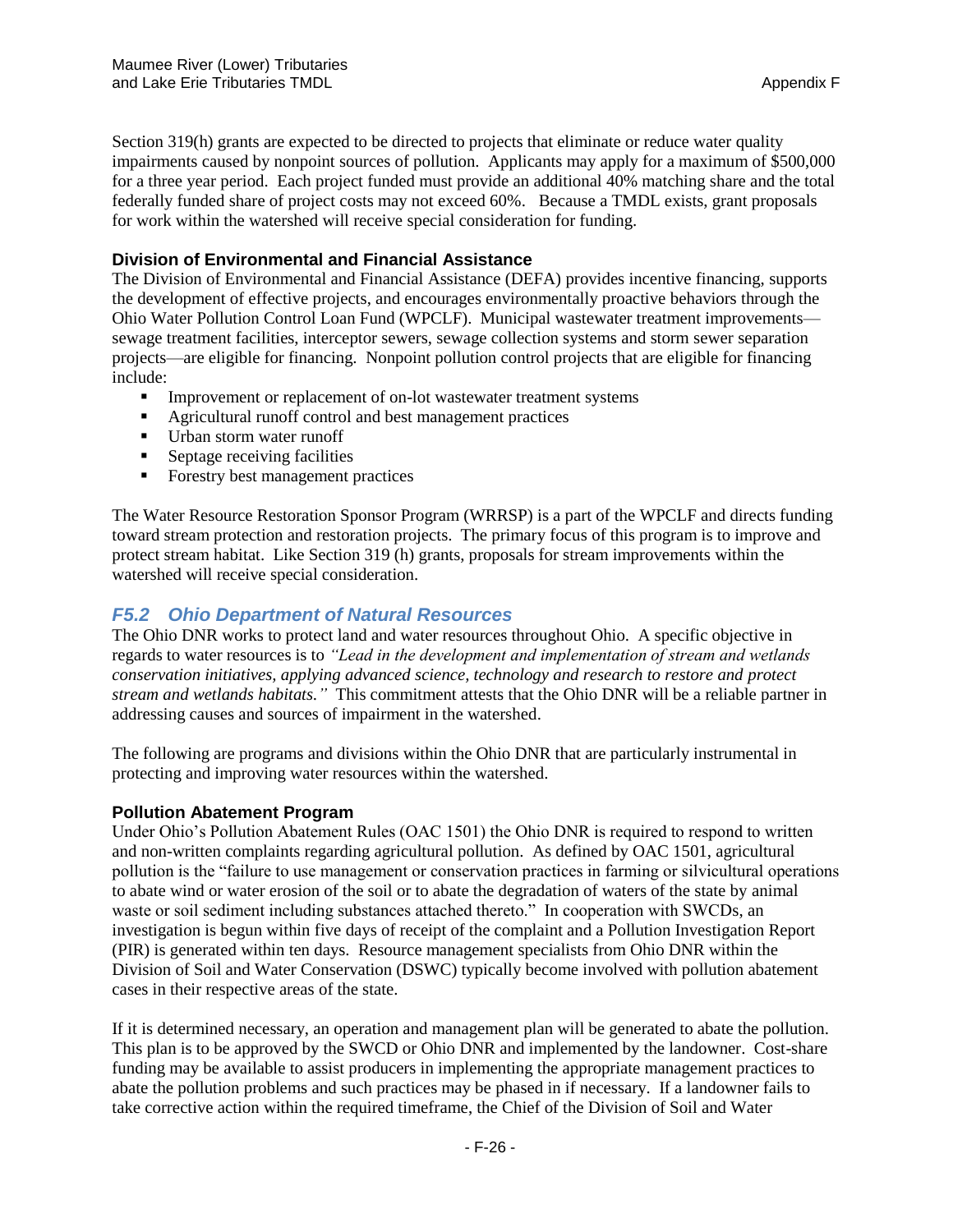Section 319(h) grants are expected to be directed to projects that eliminate or reduce water quality impairments caused by nonpoint sources of pollution. Applicants may apply for a maximum of $500,000 for a three year period. Each project funded must provide an additional 40% matching share and the total federally funded share of project costs may not exceed 60%. Because a TMDL exists, grant proposals for work within the watershed will receive special consideration for funding.

#### Division of Environmental and Financial Assistance

The Division of Environmental and Financial Assistance (DEFA) provides incentive financing, supports the development of effective projects, and encourages environmentally proactive behaviors through the Ohio Water Pollution Control Loan Fund (WPCLF). Municipal wastewater treatment improvements—sewage treatment facilities, interceptor sewers, sewage collection systems and storm sewer separation projects—are eligible for financing. Nonpoint pollution control projects that are eligible for financing include:

- Improvement or replacement of on-lot wastewater treatment systems
- Agricultural runoff control and best management practices
- Urban storm water runoff
- Septage receiving facilities
- Forestry best management practices

The Water Resource Restoration Sponsor Program (WRRSP) is a part of the WPCLF and directs funding toward stream protection and restoration projects. The primary focus of this program is to improve and protect stream habitat. Like Section 319 (h) grants, proposals for stream improvements within the watershed will receive special consideration.

### *F5.2 Ohio Department of Natural Resources*

The Ohio DNR works to protect land and water resources throughout Ohio. A specific objective in regards to water resources is to *"Lead in the development and implementation of stream and wetlands conservation initiatives, applying advanced science, technology and research to restore and protect stream and wetlands habitats."* This commitment attests that the Ohio DNR will be a reliable partner in addressing causes and sources of impairment in the watershed.

The following are programs and divisions within the Ohio DNR that are particularly instrumental in protecting and improving water resources within the watershed.

#### Pollution Abatement Program

Under Ohio's Pollution Abatement Rules (OAC 1501) the Ohio DNR is required to respond to written and non-written complaints regarding agricultural pollution. As defined by OAC 1501, agricultural pollution is the "failure to use management or conservation practices in farming or silvicultural operations to abate wind or water erosion of the soil or to abate the degradation of waters of the state by animal waste or soil sediment including substances attached thereto." In cooperation with SWCDs, an investigation is begun within five days of receipt of the complaint and a Pollution Investigation Report (PIR) is generated within ten days. Resource management specialists from Ohio DNR within the Division of Soil and Water Conservation (DSWC) typically become involved with pollution abatement cases in their respective areas of the state.

If it is determined necessary, an operation and management plan will be generated to abate the pollution. This plan is to be approved by the SWCD or Ohio DNR and implemented by the landowner. Cost-share funding may be available to assist producers in implementing the appropriate management practices to abate the pollution problems and such practices may be phased in if necessary. If a landowner fails to take corrective action within the required timeframe, the Chief of the Division of Soil and Water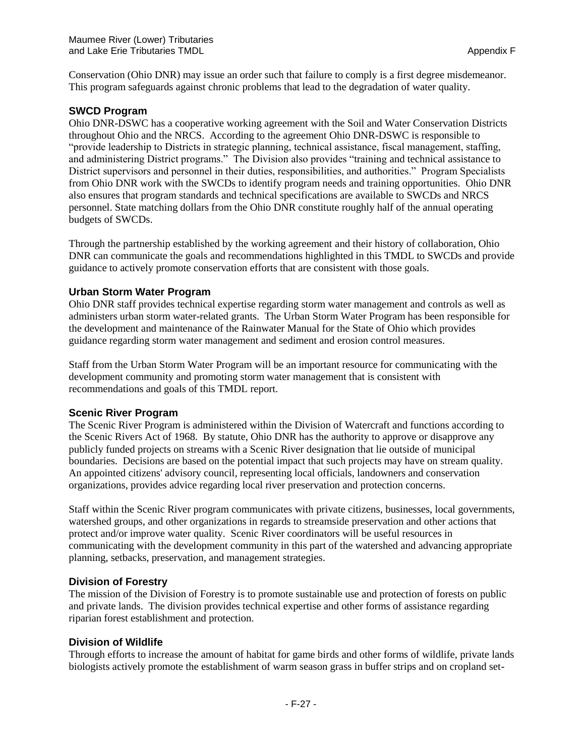Conservation (Ohio DNR) may issue an order such that failure to comply is a first degree misdemeanor. This program safeguards against chronic problems that lead to the degradation of water quality.

### SWCD Program

Ohio DNR-DSWC has a cooperative working agreement with the Soil and Water Conservation Districts throughout Ohio and the NRCS. According to the agreement Ohio DNR-DSWC is responsible to "provide leadership to Districts in strategic planning, technical assistance, fiscal management, staffing, and administering District programs." The Division also provides "training and technical assistance to District supervisors and personnel in their duties, responsibilities, and authorities." Program Specialists from Ohio DNR work with the SWCDs to identify program needs and training opportunities. Ohio DNR also ensures that program standards and technical specifications are available to SWCDs and NRCS personnel. State matching dollars from the Ohio DNR constitute roughly half of the annual operating budgets of SWCDs.

Through the partnership established by the working agreement and their history of collaboration, Ohio DNR can communicate the goals and recommendations highlighted in this TMDL to SWCDs and provide guidance to actively promote conservation efforts that are consistent with those goals.

### Urban Storm Water Program

Ohio DNR staff provides technical expertise regarding storm water management and controls as well as administers urban storm water-related grants. The Urban Storm Water Program has been responsible for the development and maintenance of the Rainwater Manual for the State of Ohio which provides guidance regarding storm water management and sediment and erosion control measures.

Staff from the Urban Storm Water Program will be an important resource for communicating with the development community and promoting storm water management that is consistent with recommendations and goals of this TMDL report.

### Scenic River Program

The Scenic River Program is administered within the Division of Watercraft and functions according to the Scenic Rivers Act of 1968. By statute, Ohio DNR has the authority to approve or disapprove any publicly funded projects on streams with a Scenic River designation that lie outside of municipal boundaries. Decisions are based on the potential impact that such projects may have on stream quality. An appointed citizens' advisory council, representing local officials, landowners and conservation organizations, provides advice regarding local river preservation and protection concerns.

Staff within the Scenic River program communicates with private citizens, businesses, local governments, watershed groups, and other organizations in regards to streamside preservation and other actions that protect and/or improve water quality. Scenic River coordinators will be useful resources in communicating with the development community in this part of the watershed and advancing appropriate planning, setbacks, preservation, and management strategies.

### Division of Forestry

The mission of the Division of Forestry is to promote sustainable use and protection of forests on public and private lands. The division provides technical expertise and other forms of assistance regarding riparian forest establishment and protection.

### Division of Wildlife

Through efforts to increase the amount of habitat for game birds and other forms of wildlife, private lands biologists actively promote the establishment of warm season grass in buffer strips and on cropland set-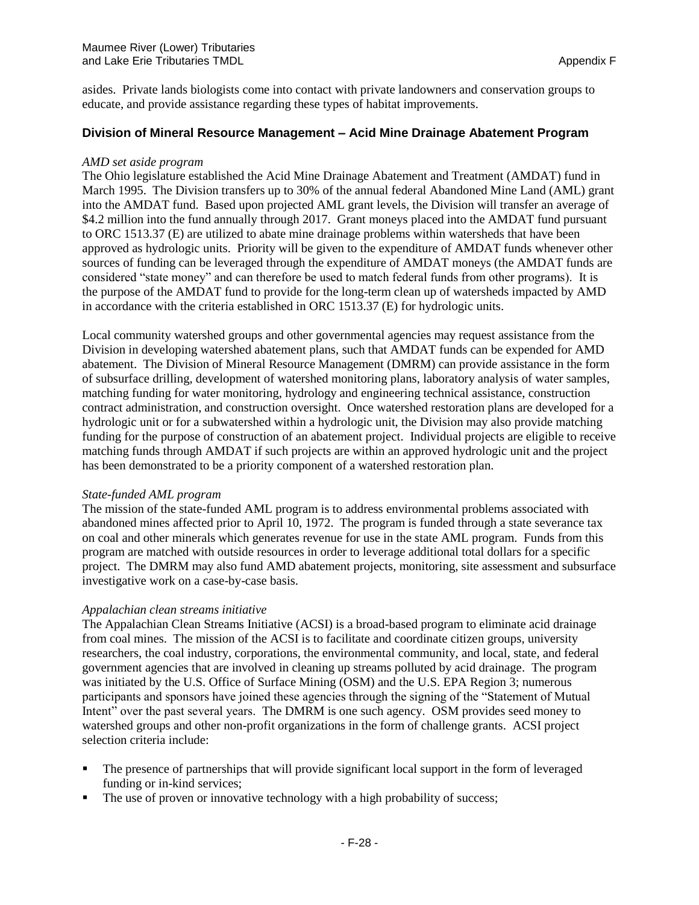asides. Private lands biologists come into contact with private landowners and conservation groups to educate, and provide assistance regarding these types of habitat improvements.

### Division of Mineral Resource Management – Acid Mine Drainage Abatement Program

*AMD set aside program*

The Ohio legislature established the Acid Mine Drainage Abatement and Treatment (AMDAT) fund in March 1995. The Division transfers up to 30% of the annual federal Abandoned Mine Land (AML) grant into the AMDAT fund. Based upon projected AML grant levels, the Division will transfer an average of $4.2 million into the fund annually through 2017. Grant moneys placed into the AMDAT fund pursuant to ORC 1513.37 (E) are utilized to abate mine drainage problems within watersheds that have been approved as hydrologic units. Priority will be given to the expenditure of AMDAT funds whenever other sources of funding can be leveraged through the expenditure of AMDAT moneys (the AMDAT funds are considered "state money" and can therefore be used to match federal funds from other programs). It is the purpose of the AMDAT fund to provide for the long-term clean up of watersheds impacted by AMD in accordance with the criteria established in ORC 1513.37 (E) for hydrologic units.

Local community watershed groups and other governmental agencies may request assistance from the Division in developing watershed abatement plans, such that AMDAT funds can be expended for AMD abatement. The Division of Mineral Resource Management (DMRM) can provide assistance in the form of subsurface drilling, development of watershed monitoring plans, laboratory analysis of water samples, matching funding for water monitoring, hydrology and engineering technical assistance, construction contract administration, and construction oversight. Once watershed restoration plans are developed for a hydrologic unit or for a subwatershed within a hydrologic unit, the Division may also provide matching funding for the purpose of construction of an abatement project. Individual projects are eligible to receive matching funds through AMDAT if such projects are within an approved hydrologic unit and the project has been demonstrated to be a priority component of a watershed restoration plan.

*State-funded AML program*

The mission of the state-funded AML program is to address environmental problems associated with abandoned mines affected prior to April 10, 1972. The program is funded through a state severance tax on coal and other minerals which generates revenue for use in the state AML program. Funds from this program are matched with outside resources in order to leverage additional total dollars for a specific project. The DMRM may also fund AMD abatement projects, monitoring, site assessment and subsurface investigative work on a case-by-case basis.

*Appalachian clean streams initiative*

The Appalachian Clean Streams Initiative (ACSI) is a broad-based program to eliminate acid drainage from coal mines. The mission of the ACSI is to facilitate and coordinate citizen groups, university researchers, the coal industry, corporations, the environmental community, and local, state, and federal government agencies that are involved in cleaning up streams polluted by acid drainage. The program was initiated by the U.S. Office of Surface Mining (OSM) and the U.S. EPA Region 3; numerous participants and sponsors have joined these agencies through the signing of the "Statement of Mutual Intent" over the past several years. The DMRM is one such agency. OSM provides seed money to watershed groups and other non-profit organizations in the form of challenge grants. ACSI project selection criteria include:

- The presence of partnerships that will provide significant local support in the form of leveraged funding or in-kind services;
- The use of proven or innovative technology with a high probability of success;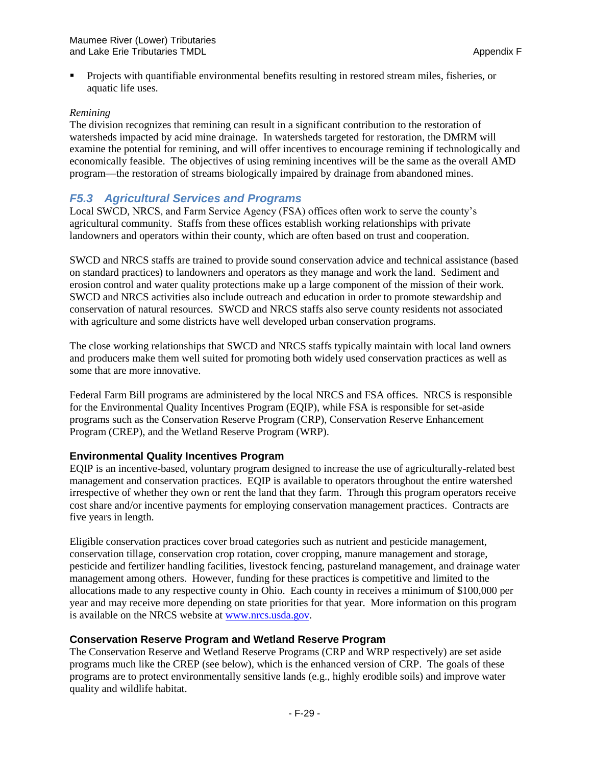- Projects with quantifiable environmental benefits resulting in restored stream miles, fisheries, or aquatic life uses.

*Remining*

The division recognizes that remining can result in a significant contribution to the restoration of watersheds impacted by acid mine drainage. In watersheds targeted for restoration, the DMRM will examine the potential for remining, and will offer incentives to encourage remining if technologically and economically feasible. The objectives of using remining incentives will be the same as the overall AMD program—the restoration of streams biologically impaired by drainage from abandoned mines.

## *F5.3 Agricultural Services and Programs*

Local SWCD, NRCS, and Farm Service Agency (FSA) offices often work to serve the county's agricultural community. Staffs from these offices establish working relationships with private landowners and operators within their county, which are often based on trust and cooperation.

SWCD and NRCS staffs are trained to provide sound conservation advice and technical assistance (based on standard practices) to landowners and operators as they manage and work the land. Sediment and erosion control and water quality protections make up a large component of the mission of their work. SWCD and NRCS activities also include outreach and education in order to promote stewardship and conservation of natural resources. SWCD and NRCS staffs also serve county residents not associated with agriculture and some districts have well developed urban conservation programs.

The close working relationships that SWCD and NRCS staffs typically maintain with local land owners and producers make them well suited for promoting both widely used conservation practices as well as some that are more innovative.

Federal Farm Bill programs are administered by the local NRCS and FSA offices. NRCS is responsible for the Environmental Quality Incentives Program (EQIP), while FSA is responsible for set-aside programs such as the Conservation Reserve Program (CRP), Conservation Reserve Enhancement Program (CREP), and the Wetland Reserve Program (WRP).

### Environmental Quality Incentives Program

EQIP is an incentive-based, voluntary program designed to increase the use of agriculturally-related best management and conservation practices. EQIP is available to operators throughout the entire watershed irrespective of whether they own or rent the land that they farm. Through this program operators receive cost share and/or incentive payments for employing conservation management practices. Contracts are five years in length.

Eligible conservation practices cover broad categories such as nutrient and pesticide management, conservation tillage, conservation crop rotation, cover cropping, manure management and storage, pesticide and fertilizer handling facilities, livestock fencing, pastureland management, and drainage water management among others. However, funding for these practices is competitive and limited to the allocations made to any respective county in Ohio. Each county in receives a minimum of $100,000 per year and may receive more depending on state priorities for that year. More information on this program is available on the NRCS website at www.nrcs.usda.gov.

### Conservation Reserve Program and Wetland Reserve Program

The Conservation Reserve and Wetland Reserve Programs (CRP and WRP respectively) are set aside programs much like the CREP (see below), which is the enhanced version of CRP. The goals of these programs are to protect environmentally sensitive lands (e.g., highly erodible soils) and improve water quality and wildlife habitat.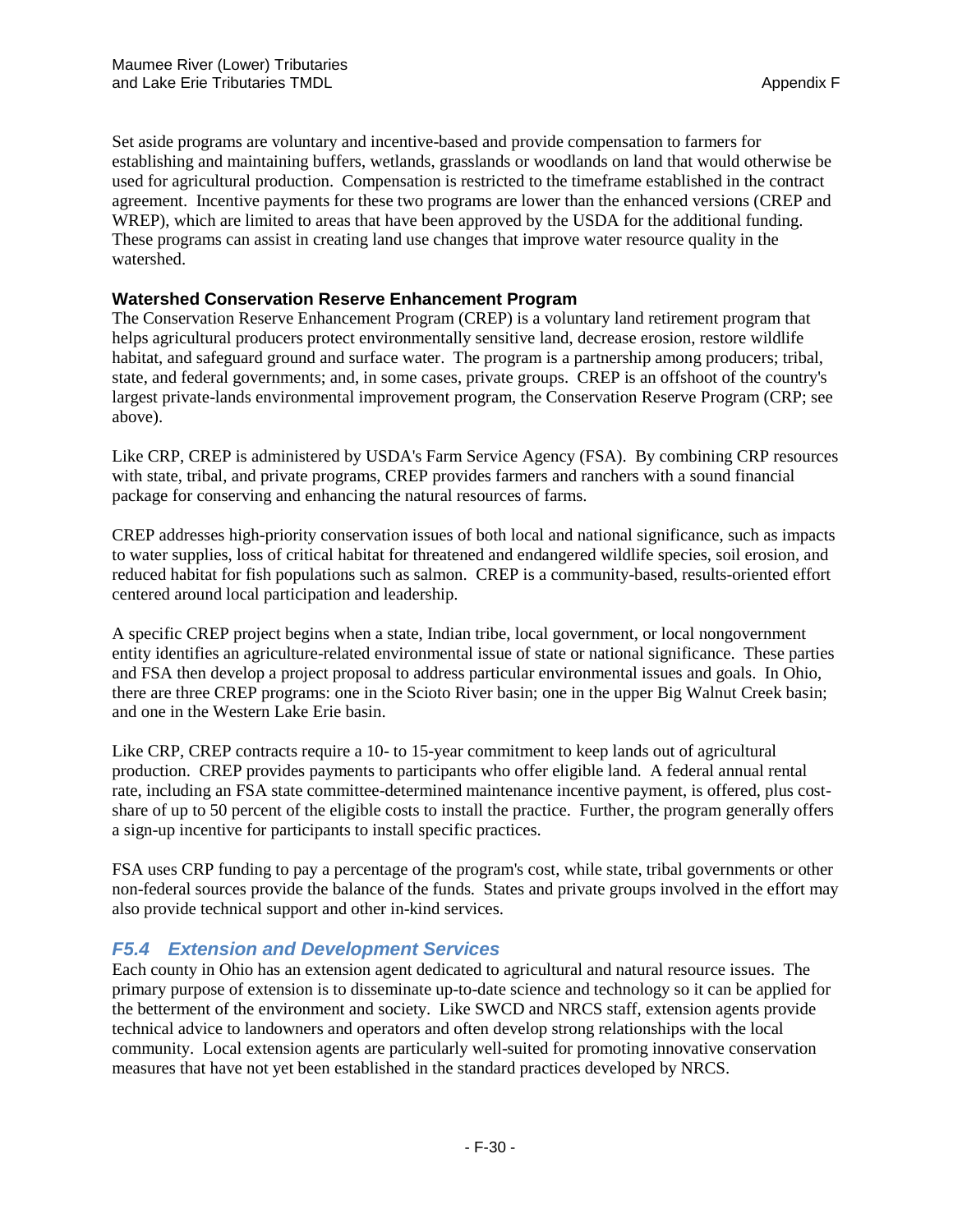Set aside programs are voluntary and incentive-based and provide compensation to farmers for establishing and maintaining buffers, wetlands, grasslands or woodlands on land that would otherwise be used for agricultural production. Compensation is restricted to the timeframe established in the contract agreement. Incentive payments for these two programs are lower than the enhanced versions (CREP and WREP), which are limited to areas that have been approved by the USDA for the additional funding. These programs can assist in creating land use changes that improve water resource quality in the watershed.

### Watershed Conservation Reserve Enhancement Program

The Conservation Reserve Enhancement Program (CREP) is a voluntary land retirement program that helps agricultural producers protect environmentally sensitive land, decrease erosion, restore wildlife habitat, and safeguard ground and surface water. The program is a partnership among producers; tribal, state, and federal governments; and, in some cases, private groups. CREP is an offshoot of the country's largest private-lands environmental improvement program, the Conservation Reserve Program (CRP; see above).

Like CRP, CREP is administered by USDA's Farm Service Agency (FSA). By combining CRP resources with state, tribal, and private programs, CREP provides farmers and ranchers with a sound financial package for conserving and enhancing the natural resources of farms.

CREP addresses high-priority conservation issues of both local and national significance, such as impacts to water supplies, loss of critical habitat for threatened and endangered wildlife species, soil erosion, and reduced habitat for fish populations such as salmon. CREP is a community-based, results-oriented effort centered around local participation and leadership.

A specific CREP project begins when a state, Indian tribe, local government, or local nongovernment entity identifies an agriculture-related environmental issue of state or national significance. These parties and FSA then develop a project proposal to address particular environmental issues and goals. In Ohio, there are three CREP programs: one in the Scioto River basin; one in the upper Big Walnut Creek basin; and one in the Western Lake Erie basin.

Like CRP, CREP contracts require a 10- to 15-year commitment to keep lands out of agricultural production. CREP provides payments to participants who offer eligible land. A federal annual rental rate, including an FSA state committee-determined maintenance incentive payment, is offered, plus cost-share of up to 50 percent of the eligible costs to install the practice. Further, the program generally offers a sign-up incentive for participants to install specific practices.

FSA uses CRP funding to pay a percentage of the program's cost, while state, tribal governments or other non-federal sources provide the balance of the funds. States and private groups involved in the effort may also provide technical support and other in-kind services.

## *F5.4 Extension and Development Services*

Each county in Ohio has an extension agent dedicated to agricultural and natural resource issues. The primary purpose of extension is to disseminate up-to-date science and technology so it can be applied for the betterment of the environment and society. Like SWCD and NRCS staff, extension agents provide technical advice to landowners and operators and often develop strong relationships with the local community. Local extension agents are particularly well-suited for promoting innovative conservation measures that have not yet been established in the standard practices developed by NRCS.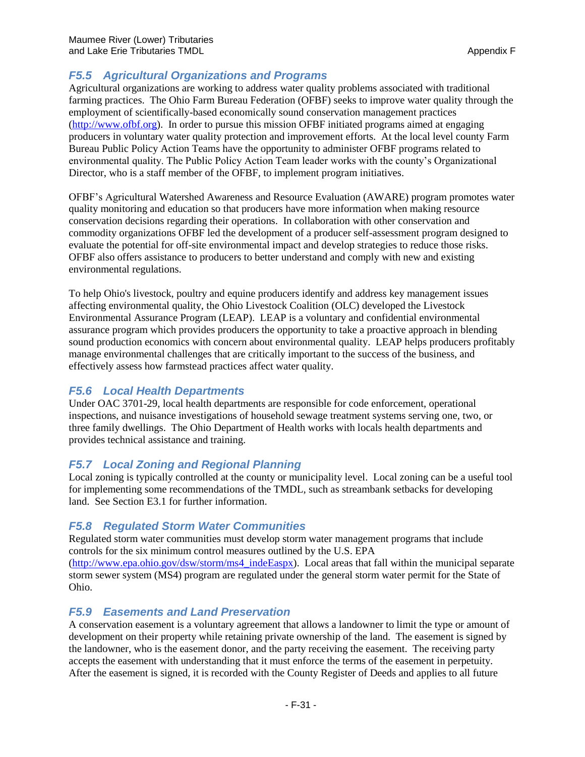### F5.5 Agricultural Organizations and Programs

Agricultural organizations are working to address water quality problems associated with traditional farming practices. The Ohio Farm Bureau Federation (OFBF) seeks to improve water quality through the employment of scientifically-based economically sound conservation management practices (http://www.ofbf.org). In order to pursue this mission OFBF initiated programs aimed at engaging producers in voluntary water quality protection and improvement efforts. At the local level county Farm Bureau Public Policy Action Teams have the opportunity to administer OFBF programs related to environmental quality. The Public Policy Action Team leader works with the county's Organizational Director, who is a staff member of the OFBF, to implement program initiatives.

OFBF's Agricultural Watershed Awareness and Resource Evaluation (AWARE) program promotes water quality monitoring and education so that producers have more information when making resource conservation decisions regarding their operations. In collaboration with other conservation and commodity organizations OFBF led the development of a producer self-assessment program designed to evaluate the potential for off-site environmental impact and develop strategies to reduce those risks. OFBF also offers assistance to producers to better understand and comply with new and existing environmental regulations.

To help Ohio's livestock, poultry and equine producers identify and address key management issues affecting environmental quality, the Ohio Livestock Coalition (OLC) developed the Livestock Environmental Assurance Program (LEAP). LEAP is a voluntary and confidential environmental assurance program which provides producers the opportunity to take a proactive approach in blending sound production economics with concern about environmental quality. LEAP helps producers profitably manage environmental challenges that are critically important to the success of the business, and effectively assess how farmstead practices affect water quality.

### F5.6 Local Health Departments

Under OAC 3701-29, local health departments are responsible for code enforcement, operational inspections, and nuisance investigations of household sewage treatment systems serving one, two, or three family dwellings. The Ohio Department of Health works with locals health departments and provides technical assistance and training.

### F5.7 Local Zoning and Regional Planning

Local zoning is typically controlled at the county or municipality level. Local zoning can be a useful tool for implementing some recommendations of the TMDL, such as streambank setbacks for developing land. See Section E3.1 for further information.

### F5.8 Regulated Storm Water Communities

Regulated storm water communities must develop storm water management programs that include controls for the six minimum control measures outlined by the U.S. EPA (http://www.epa.ohio.gov/dsw/storm/ms4_indeEaspx). Local areas that fall within the municipal separate storm sewer system (MS4) program are regulated under the general storm water permit for the State of Ohio.

### F5.9 Easements and Land Preservation

A conservation easement is a voluntary agreement that allows a landowner to limit the type or amount of development on their property while retaining private ownership of the land. The easement is signed by the landowner, who is the easement donor, and the party receiving the easement. The receiving party accepts the easement with understanding that it must enforce the terms of the easement in perpetuity. After the easement is signed, it is recorded with the County Register of Deeds and applies to all future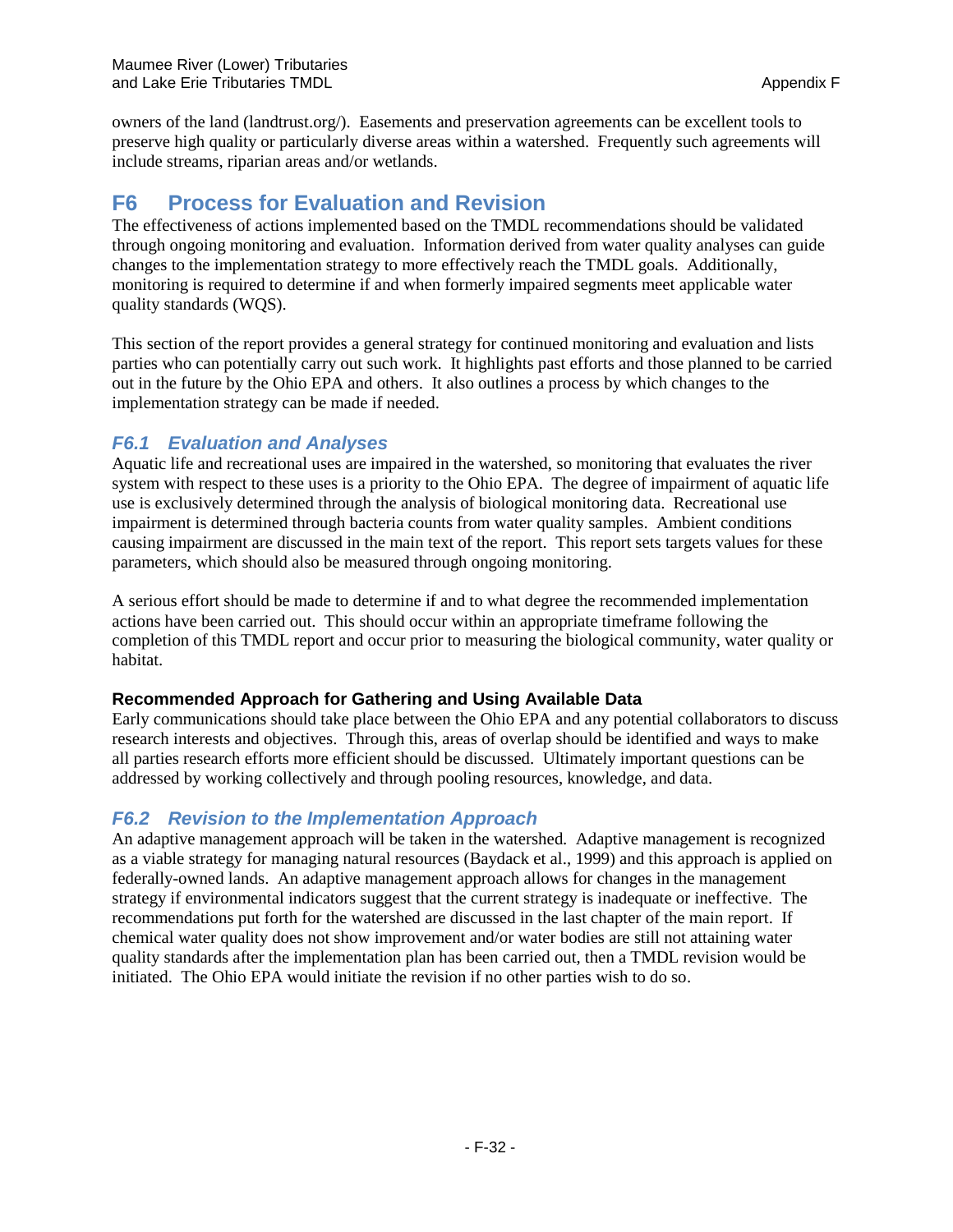owners of the land (landtrust.org/). Easements and preservation agreements can be excellent tools to preserve high quality or particularly diverse areas within a watershed. Frequently such agreements will include streams, riparian areas and/or wetlands.

# F6 Process for Evaluation and Revision

The effectiveness of actions implemented based on the TMDL recommendations should be validated through ongoing monitoring and evaluation. Information derived from water quality analyses can guide changes to the implementation strategy to more effectively reach the TMDL goals. Additionally, monitoring is required to determine if and when formerly impaired segments meet applicable water quality standards (WQS).

This section of the report provides a general strategy for continued monitoring and evaluation and lists parties who can potentially carry out such work. It highlights past efforts and those planned to be carried out in the future by the Ohio EPA and others. It also outlines a process by which changes to the implementation strategy can be made if needed.

## *F6.1 Evaluation and Analyses*

Aquatic life and recreational uses are impaired in the watershed, so monitoring that evaluates the river system with respect to these uses is a priority to the Ohio EPA. The degree of impairment of aquatic life use is exclusively determined through the analysis of biological monitoring data. Recreational use impairment is determined through bacteria counts from water quality samples. Ambient conditions causing impairment are discussed in the main text of the report. This report sets targets values for these parameters, which should also be measured through ongoing monitoring.

A serious effort should be made to determine if and to what degree the recommended implementation actions have been carried out. This should occur within an appropriate timeframe following the completion of this TMDL report and occur prior to measuring the biological community, water quality or habitat.

### Recommended Approach for Gathering and Using Available Data

Early communications should take place between the Ohio EPA and any potential collaborators to discuss research interests and objectives. Through this, areas of overlap should be identified and ways to make all parties research efforts more efficient should be discussed. Ultimately important questions can be addressed by working collectively and through pooling resources, knowledge, and data.

## *F6.2 Revision to the Implementation Approach*

An adaptive management approach will be taken in the watershed. Adaptive management is recognized as a viable strategy for managing natural resources (Baydack et al., 1999) and this approach is applied on federally-owned lands. An adaptive management approach allows for changes in the management strategy if environmental indicators suggest that the current strategy is inadequate or ineffective. The recommendations put forth for the watershed are discussed in the last chapter of the main report. If chemical water quality does not show improvement and/or water bodies are still not attaining water quality standards after the implementation plan has been carried out, then a TMDL revision would be initiated. The Ohio EPA would initiate the revision if no other parties wish to do so.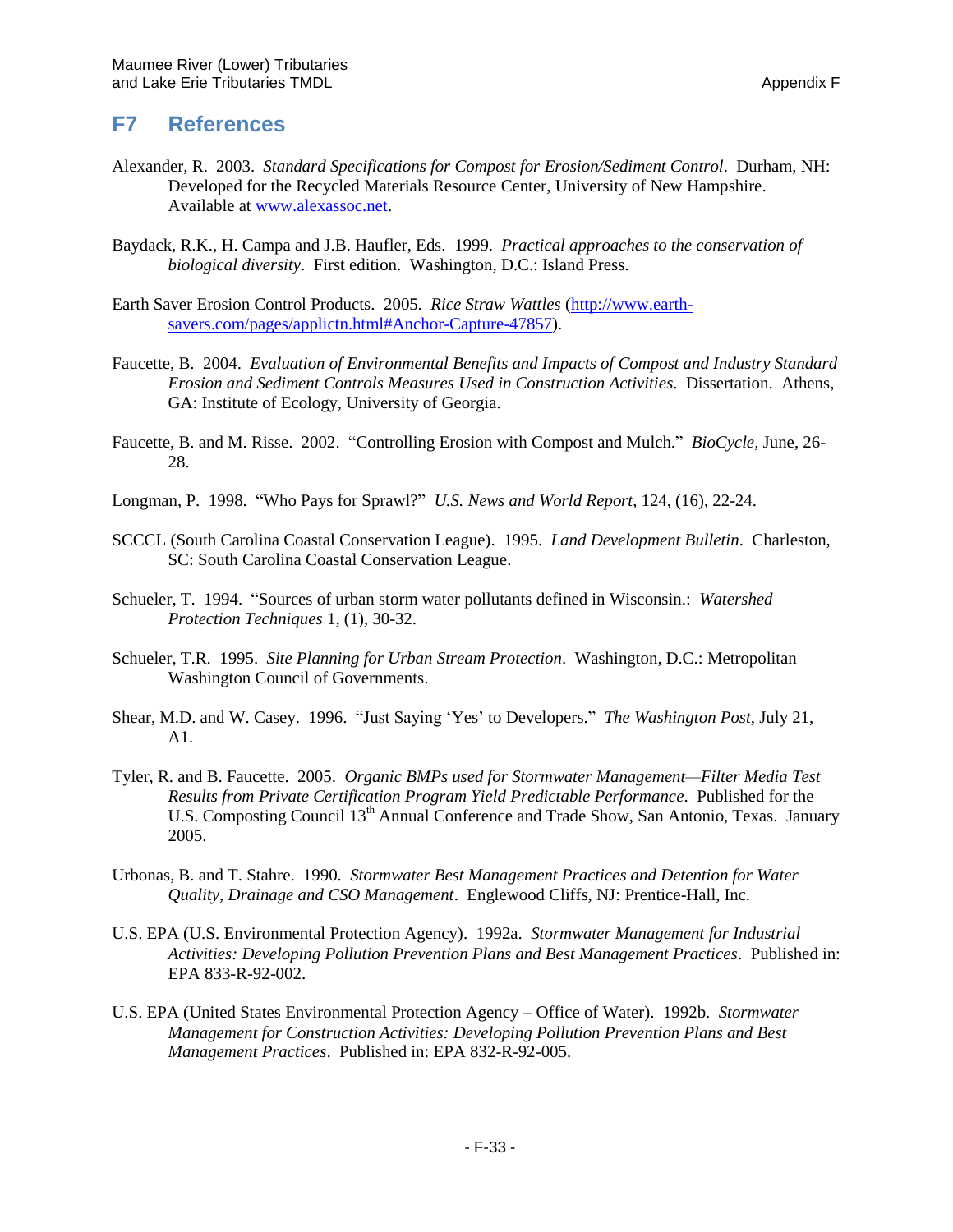## F7 References

Alexander, R. 2003. *Standard Specifications for Compost for Erosion/Sediment Control*. Durham, NH: Developed for the Recycled Materials Resource Center, University of New Hampshire. Available at www.alexassoc.net.

Baydack, R.K., H. Campa and J.B. Haufler, Eds. 1999. *Practical approaches to the conservation of biological diversity*. First edition. Washington, D.C.: Island Press.

Earth Saver Erosion Control Products. 2005. *Rice Straw Wattles* (http://www.earth-savers.com/pages/applictn.html#Anchor-Capture-47857).

Faucette, B. 2004. *Evaluation of Environmental Benefits and Impacts of Compost and Industry Standard Erosion and Sediment Controls Measures Used in Construction Activities*. Dissertation. Athens, GA: Institute of Ecology, University of Georgia.

Faucette, B. and M. Risse. 2002. "Controlling Erosion with Compost and Mulch." *BioCycle*, June, 26-28.

Longman, P. 1998. "Who Pays for Sprawl?" *U.S. News and World Report*, 124, (16), 22-24.

SCCCL (South Carolina Coastal Conservation League). 1995. *Land Development Bulletin*. Charleston, SC: South Carolina Coastal Conservation League.

Schueler, T. 1994. "Sources of urban storm water pollutants defined in Wisconsin.: *Watershed Protection Techniques* 1, (1), 30-32.

Schueler, T.R. 1995. *Site Planning for Urban Stream Protection*. Washington, D.C.: Metropolitan Washington Council of Governments.

Shear, M.D. and W. Casey. 1996. "Just Saying 'Yes' to Developers." *The Washington Post*, July 21, A1.

Tyler, R. and B. Faucette. 2005. *Organic BMPs used for Stormwater Management—Filter Media Test Results from Private Certification Program Yield Predictable Performance*. Published for the U.S. Composting Council 13th Annual Conference and Trade Show, San Antonio, Texas. January 2005.

Urbonas, B. and T. Stahre. 1990. *Stormwater Best Management Practices and Detention for Water Quality, Drainage and CSO Management*. Englewood Cliffs, NJ: Prentice-Hall, Inc.

U.S. EPA (U.S. Environmental Protection Agency). 1992a. *Stormwater Management for Industrial Activities: Developing Pollution Prevention Plans and Best Management Practices*. Published in: EPA 833-R-92-002.

U.S. EPA (United States Environmental Protection Agency – Office of Water). 1992b. *Stormwater Management for Construction Activities: Developing Pollution Prevention Plans and Best Management Practices*. Published in: EPA 832-R-92-005.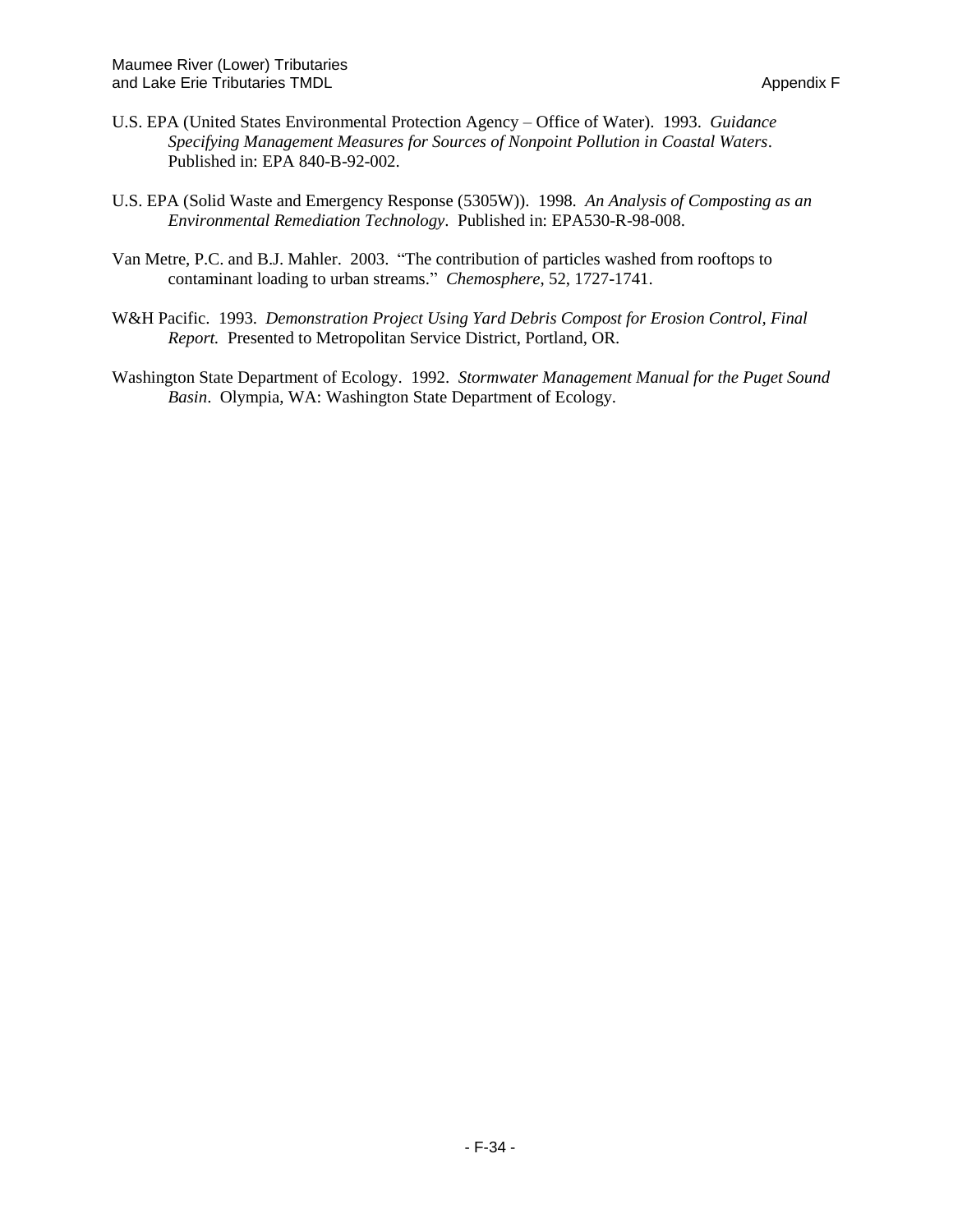U.S. EPA (United States Environmental Protection Agency – Office of Water). 1993. *Guidance Specifying Management Measures for Sources of Nonpoint Pollution in Coastal Waters*. Published in: EPA 840-B-92-002.

U.S. EPA (Solid Waste and Emergency Response (5305W)). 1998. *An Analysis of Composting as an Environmental Remediation Technology*. Published in: EPA530-R-98-008.

Van Metre, P.C. and B.J. Mahler. 2003. "The contribution of particles washed from rooftops to contaminant loading to urban streams." *Chemosphere*, 52, 1727-1741.

W&H Pacific. 1993. *Demonstration Project Using Yard Debris Compost for Erosion Control, Final Report.* Presented to Metropolitan Service District, Portland, OR.

Washington State Department of Ecology. 1992. *Stormwater Management Manual for the Puget Sound Basin*. Olympia, WA: Washington State Department of Ecology.